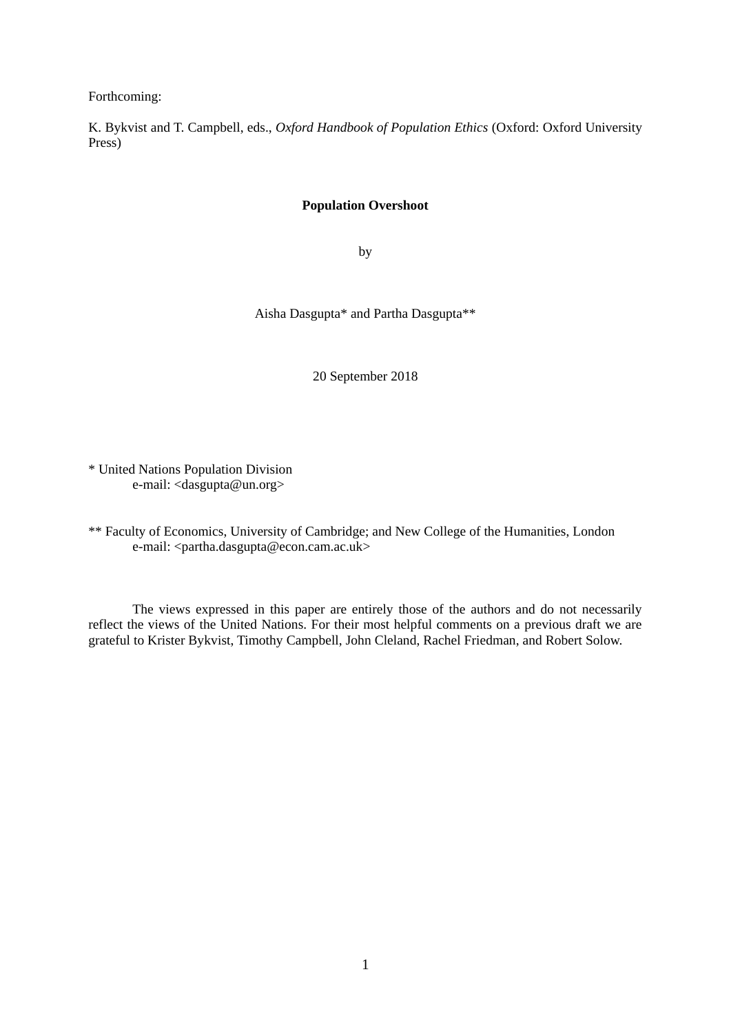Forthcoming:

K. Bykvist and T. Campbell, eds., *Oxford Handbook of Population Ethics* (Oxford: Oxford University Press)

# Population Overshoot

by

Aisha Dasgupta* and Partha Dasgupta**

20 September 2018

\* United Nations Population Division
e-mail: <dasgupta@un.org>

\*\* Faculty of Economics, University of Cambridge; and New College of the Humanities, London
e-mail: <partha.dasgupta@econ.cam.ac.uk>

The views expressed in this paper are entirely those of the authors and do not necessarily reflect the views of the United Nations. For their most helpful comments on a previous draft we are grateful to Krister Bykvist, Timothy Campbell, John Cleland, Rachel Friedman, and Robert Solow.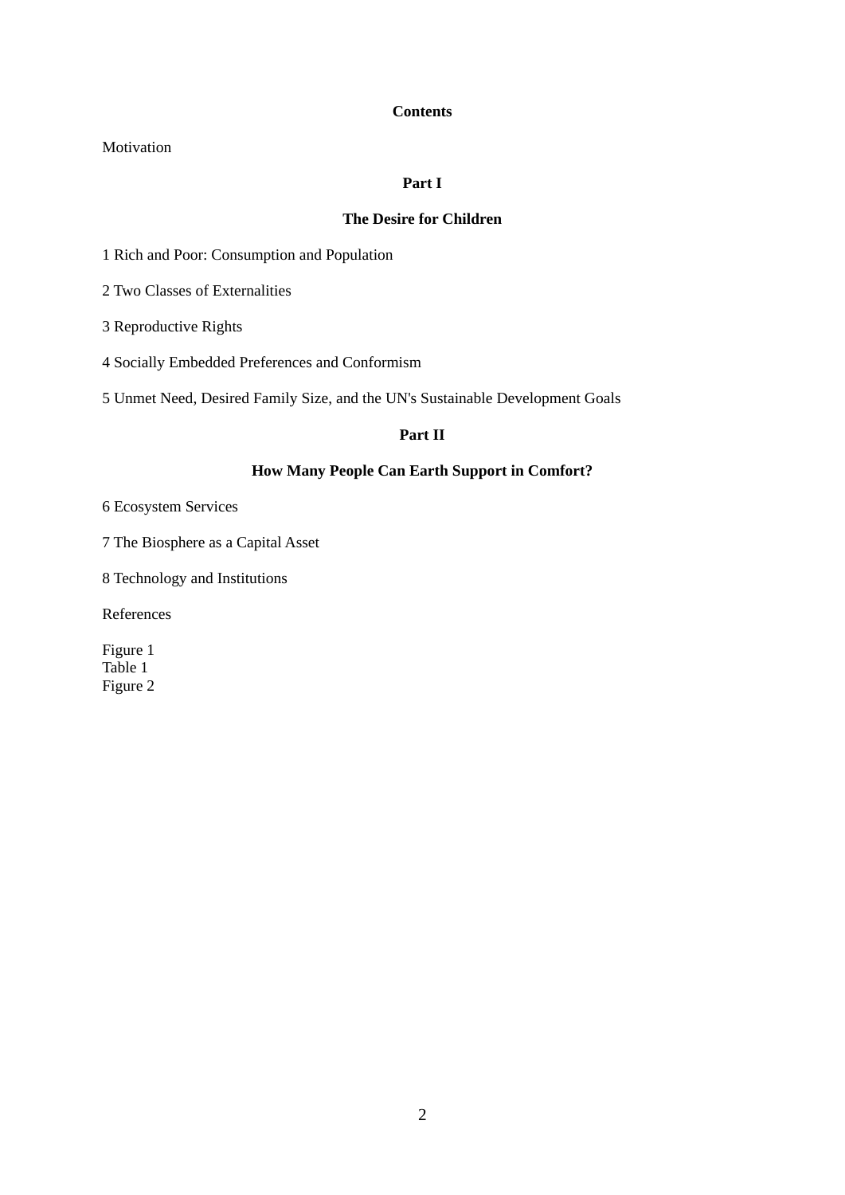## Contents

Motivation

### Part I

### The Desire for Children

1 Rich and Poor: Consumption and Population

2 Two Classes of Externalities

3 Reproductive Rights

4 Socially Embedded Preferences and Conformism

5 Unmet Need, Desired Family Size, and the UN's Sustainable Development Goals

### Part II

### How Many People Can Earth Support in Comfort?

6 Ecosystem Services

7 The Biosphere as a Capital Asset

8 Technology and Institutions

References

Figure 1
Table 1
Figure 2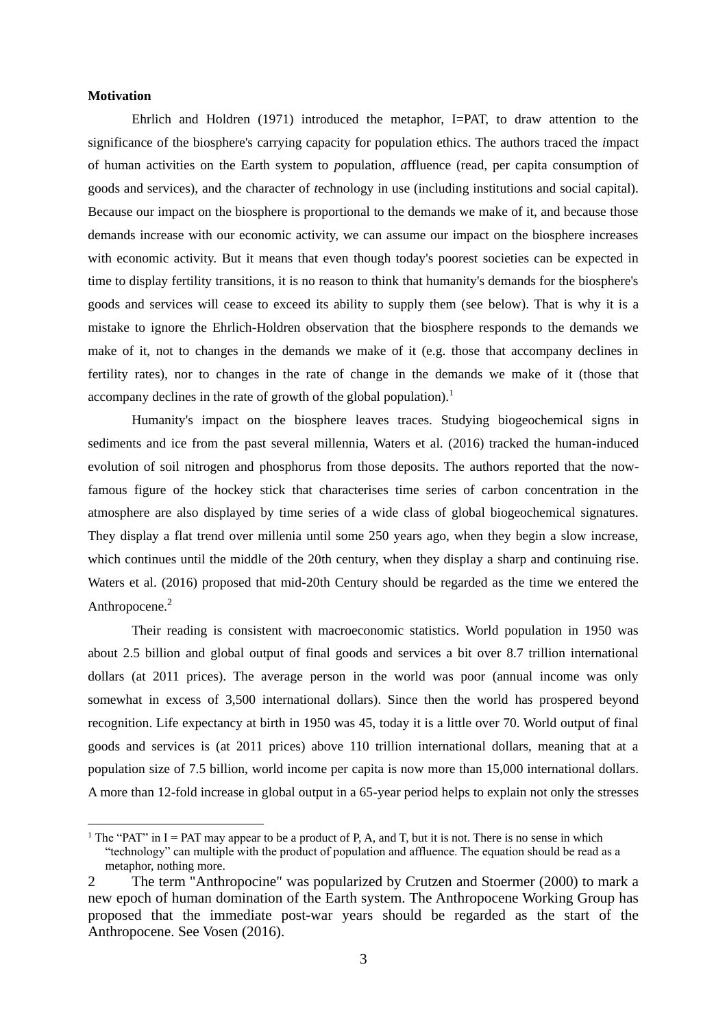**Motivation**

Ehrlich and Holdren (1971) introduced the metaphor, I=PAT, to draw attention to the significance of the biosphere's carrying capacity for population ethics. The authors traced the *i*mpact of human activities on the Earth system to *p*opulation, *a*ffluence (read, per capita consumption of goods and services), and the character of *t*echnology in use (including institutions and social capital). Because our impact on the biosphere is proportional to the demands we make of it, and because those demands increase with our economic activity, we can assume our impact on the biosphere increases with economic activity. But it means that even though today's poorest societies can be expected in time to display fertility transitions, it is no reason to think that humanity's demands for the biosphere's goods and services will cease to exceed its ability to supply them (see below). That is why it is a mistake to ignore the Ehrlich-Holdren observation that the biosphere responds to the demands we make of it, not to changes in the demands we make of it (e.g. those that accompany declines in fertility rates), nor to changes in the rate of change in the demands we make of it (those that accompany declines in the rate of growth of the global population).[1]

Humanity's impact on the biosphere leaves traces. Studying biogeochemical signs in sediments and ice from the past several millennia, Waters et al. (2016) tracked the human-induced evolution of soil nitrogen and phosphorus from those deposits. The authors reported that the now-famous figure of the hockey stick that characterises time series of carbon concentration in the atmosphere are also displayed by time series of a wide class of global biogeochemical signatures. They display a flat trend over millenia until some 250 years ago, when they begin a slow increase, which continues until the middle of the 20th century, when they display a sharp and continuing rise. Waters et al. (2016) proposed that mid-20th Century should be regarded as the time we entered the Anthropocene.[2]

Their reading is consistent with macroeconomic statistics. World population in 1950 was about 2.5 billion and global output of final goods and services a bit over 8.7 trillion international dollars (at 2011 prices). The average person in the world was poor (annual income was only somewhat in excess of 3,500 international dollars). Since then the world has prospered beyond recognition. Life expectancy at birth in 1950 was 45, today it is a little over 70. World output of final goods and services is (at 2011 prices) above 110 trillion international dollars, meaning that at a population size of 7.5 billion, world income per capita is now more than 15,000 international dollars. A more than 12-fold increase in global output in a 65-year period helps to explain not only the stresses

---

[1] The "PAT" in I = PAT may appear to be a product of P, A, and T, but it is not. There is no sense in which "technology" can multiple with the product of population and affluence. The equation should be read as a metaphor, nothing more.

[2] The term "Anthropocine" was popularized by Crutzen and Stoermer (2000) to mark a new epoch of human domination of the Earth system. The Anthropocene Working Group has proposed that the immediate post-war years should be regarded as the start of the Anthropocene. See Vosen (2016).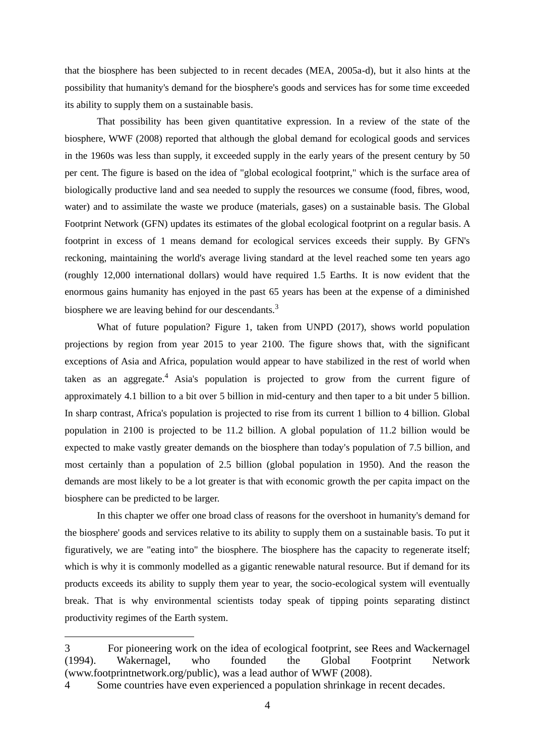that the biosphere has been subjected to in recent decades (MEA, 2005a-d), but it also hints at the possibility that humanity's demand for the biosphere's goods and services has for some time exceeded its ability to supply them on a sustainable basis.

That possibility has been given quantitative expression. In a review of the state of the biosphere, WWF (2008) reported that although the global demand for ecological goods and services in the 1960s was less than supply, it exceeded supply in the early years of the present century by 50 per cent. The figure is based on the idea of "global ecological footprint," which is the surface area of biologically productive land and sea needed to supply the resources we consume (food, fibres, wood, water) and to assimilate the waste we produce (materials, gases) on a sustainable basis. The Global Footprint Network (GFN) updates its estimates of the global ecological footprint on a regular basis. A footprint in excess of 1 means demand for ecological services exceeds their supply. By GFN's reckoning, maintaining the world's average living standard at the level reached some ten years ago (roughly 12,000 international dollars) would have required 1.5 Earths. It is now evident that the enormous gains humanity has enjoyed in the past 65 years has been at the expense of a diminished biosphere we are leaving behind for our descendants.[3]

What of future population? Figure 1, taken from UNPD (2017), shows world population projections by region from year 2015 to year 2100. The figure shows that, with the significant exceptions of Asia and Africa, population would appear to have stabilized in the rest of world when taken as an aggregate.[4] Asia's population is projected to grow from the current figure of approximately 4.1 billion to a bit over 5 billion in mid-century and then taper to a bit under 5 billion. In sharp contrast, Africa's population is projected to rise from its current 1 billion to 4 billion. Global population in 2100 is projected to be 11.2 billion. A global population of 11.2 billion would be expected to make vastly greater demands on the biosphere than today's population of 7.5 billion, and most certainly than a population of 2.5 billion (global population in 1950). And the reason the demands are most likely to be a lot greater is that with economic growth the per capita impact on the biosphere can be predicted to be larger.

In this chapter we offer one broad class of reasons for the overshoot in humanity's demand for the biosphere' goods and services relative to its ability to supply them on a sustainable basis. To put it figuratively, we are "eating into" the biosphere. The biosphere has the capacity to regenerate itself; which is why it is commonly modelled as a gigantic renewable natural resource. But if demand for its products exceeds its ability to supply them year to year, the socio-ecological system will eventually break. That is why environmental scientists today speak of tipping points separating distinct productivity regimes of the Earth system.

---

3 For pioneering work on the idea of ecological footprint, see Rees and Wackernagel (1994). Wakernagel, who founded the Global Footprint Network (www.footprintnetwork.org/public), was a lead author of WWF (2008).

4 Some countries have even experienced a population shrinkage in recent decades.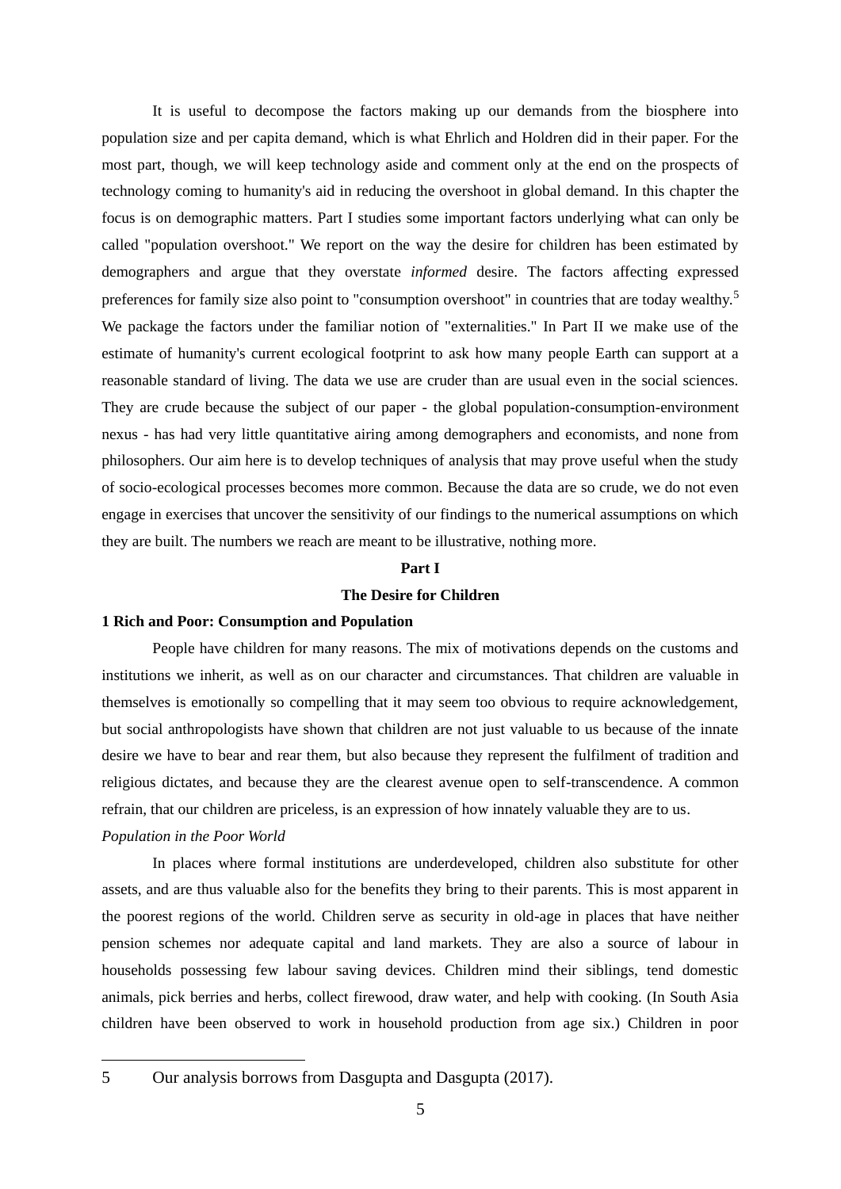It is useful to decompose the factors making up our demands from the biosphere into population size and per capita demand, which is what Ehrlich and Holdren did in their paper. For the most part, though, we will keep technology aside and comment only at the end on the prospects of technology coming to humanity's aid in reducing the overshoot in global demand. In this chapter the focus is on demographic matters. Part I studies some important factors underlying what can only be called "population overshoot." We report on the way the desire for children has been estimated by demographers and argue that they overstate *informed* desire. The factors affecting expressed preferences for family size also point to "consumption overshoot" in countries that are today wealthy.[5] We package the factors under the familiar notion of "externalities." In Part II we make use of the estimate of humanity's current ecological footprint to ask how many people Earth can support at a reasonable standard of living. The data we use are cruder than are usual even in the social sciences. They are crude because the subject of our paper - the global population-consumption-environment nexus - has had very little quantitative airing among demographers and economists, and none from philosophers. Our aim here is to develop techniques of analysis that may prove useful when the study of socio-ecological processes becomes more common. Because the data are so crude, we do not even engage in exercises that uncover the sensitivity of our findings to the numerical assumptions on which they are built. The numbers we reach are meant to be illustrative, nothing more.

## Part I

## The Desire for Children

### 1 Rich and Poor: Consumption and Population

People have children for many reasons. The mix of motivations depends on the customs and institutions we inherit, as well as on our character and circumstances. That children are valuable in themselves is emotionally so compelling that it may seem too obvious to require acknowledgement, but social anthropologists have shown that children are not just valuable to us because of the innate desire we have to bear and rear them, but also because they represent the fulfilment of tradition and religious dictates, and because they are the clearest avenue open to self-transcendence. A common refrain, that our children are priceless, is an expression of how innately valuable they are to us.

*Population in the Poor World*

In places where formal institutions are underdeveloped, children also substitute for other assets, and are thus valuable also for the benefits they bring to their parents. This is most apparent in the poorest regions of the world. Children serve as security in old-age in places that have neither pension schemes nor adequate capital and land markets. They are also a source of labour in households possessing few labour saving devices. Children mind their siblings, tend domestic animals, pick berries and herbs, collect firewood, draw water, and help with cooking. (In South Asia children have been observed to work in household production from age six.) Children in poor

---

5 Our analysis borrows from Dasgupta and Dasgupta (2017).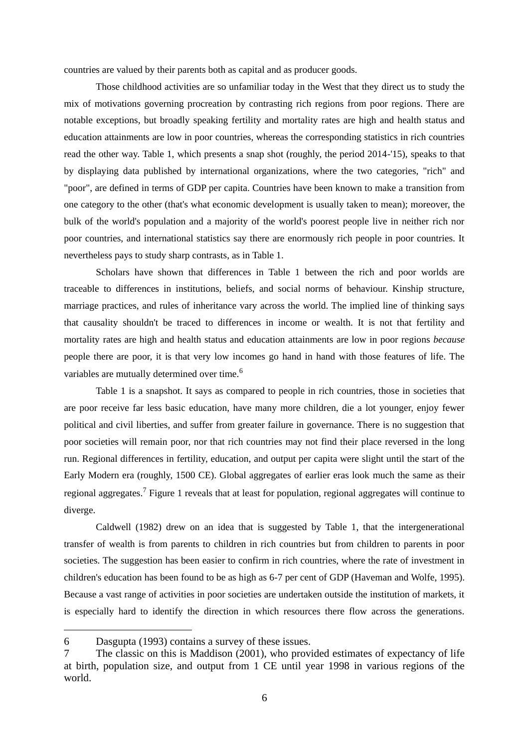countries are valued by their parents both as capital and as producer goods.

Those childhood activities are so unfamiliar today in the West that they direct us to study the mix of motivations governing procreation by contrasting rich regions from poor regions. There are notable exceptions, but broadly speaking fertility and mortality rates are high and health status and education attainments are low in poor countries, whereas the corresponding statistics in rich countries read the other way. Table 1, which presents a snap shot (roughly, the period 2014-'15), speaks to that by displaying data published by international organizations, where the two categories, "rich" and "poor", are defined in terms of GDP per capita. Countries have been known to make a transition from one category to the other (that's what economic development is usually taken to mean); moreover, the bulk of the world's population and a majority of the world's poorest people live in neither rich nor poor countries, and international statistics say there are enormously rich people in poor countries. It nevertheless pays to study sharp contrasts, as in Table 1.

Scholars have shown that differences in Table 1 between the rich and poor worlds are traceable to differences in institutions, beliefs, and social norms of behaviour. Kinship structure, marriage practices, and rules of inheritance vary across the world. The implied line of thinking says that causality shouldn't be traced to differences in income or wealth. It is not that fertility and mortality rates are high and health status and education attainments are low in poor regions *because* people there are poor, it is that very low incomes go hand in hand with those features of life. The variables are mutually determined over time.[6]

Table 1 is a snapshot. It says as compared to people in rich countries, those in societies that are poor receive far less basic education, have many more children, die a lot younger, enjoy fewer political and civil liberties, and suffer from greater failure in governance. There is no suggestion that poor societies will remain poor, nor that rich countries may not find their place reversed in the long run. Regional differences in fertility, education, and output per capita were slight until the start of the Early Modern era (roughly, 1500 CE). Global aggregates of earlier eras look much the same as their regional aggregates.[7] Figure 1 reveals that at least for population, regional aggregates will continue to diverge.

Caldwell (1982) drew on an idea that is suggested by Table 1, that the intergenerational transfer of wealth is from parents to children in rich countries but from children to parents in poor societies. The suggestion has been easier to confirm in rich countries, where the rate of investment in children's education has been found to be as high as 6-7 per cent of GDP (Haveman and Wolfe, 1995). Because a vast range of activities in poor societies are undertaken outside the institution of markets, it is especially hard to identify the direction in which resources there flow across the generations.

6 Dasgupta (1993) contains a survey of these issues.

7 The classic on this is Maddison (2001), who provided estimates of expectancy of life at birth, population size, and output from 1 CE until year 1998 in various regions of the world.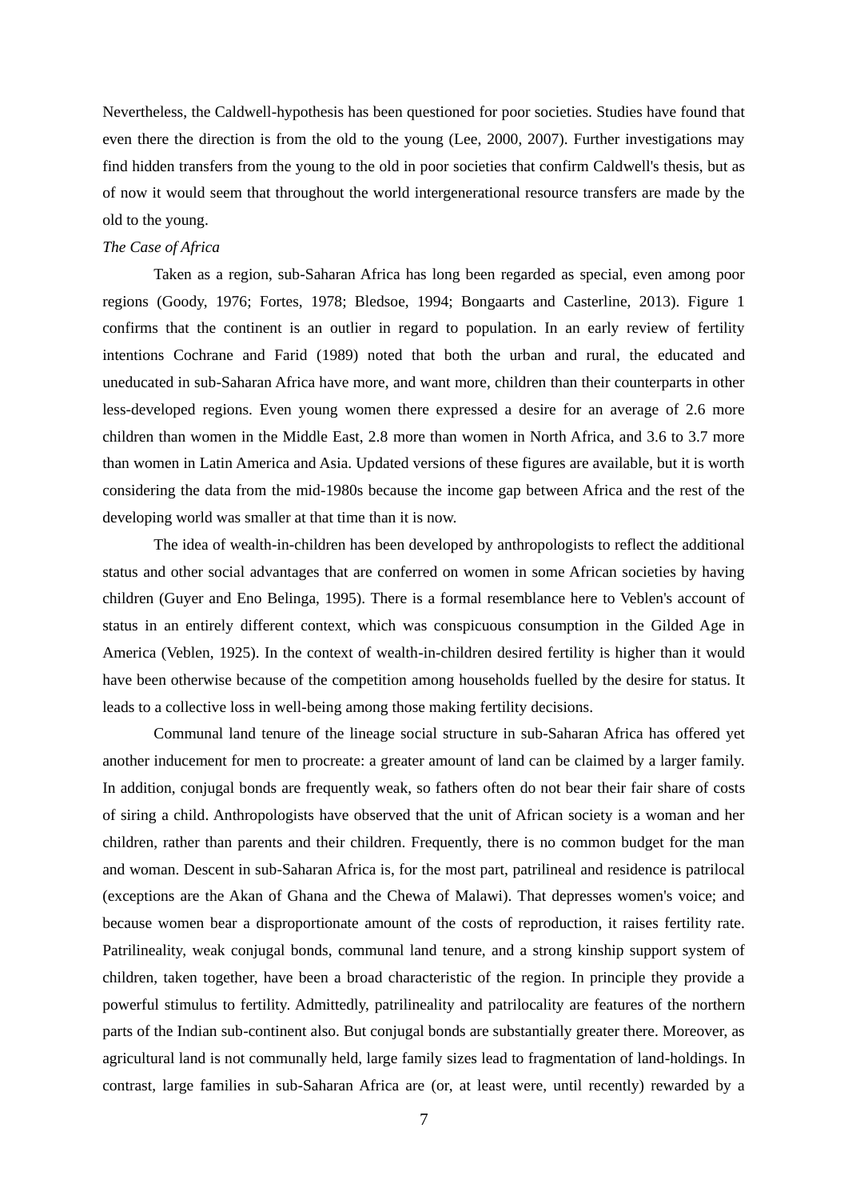Nevertheless, the Caldwell-hypothesis has been questioned for poor societies. Studies have found that even there the direction is from the old to the young (Lee, 2000, 2007). Further investigations may find hidden transfers from the young to the old in poor societies that confirm Caldwell's thesis, but as of now it would seem that throughout the world intergenerational resource transfers are made by the old to the young.

*The Case of Africa*

Taken as a region, sub-Saharan Africa has long been regarded as special, even among poor regions (Goody, 1976; Fortes, 1978; Bledsoe, 1994; Bongaarts and Casterline, 2013). Figure 1 confirms that the continent is an outlier in regard to population. In an early review of fertility intentions Cochrane and Farid (1989) noted that both the urban and rural, the educated and uneducated in sub-Saharan Africa have more, and want more, children than their counterparts in other less-developed regions. Even young women there expressed a desire for an average of 2.6 more children than women in the Middle East, 2.8 more than women in North Africa, and 3.6 to 3.7 more than women in Latin America and Asia. Updated versions of these figures are available, but it is worth considering the data from the mid-1980s because the income gap between Africa and the rest of the developing world was smaller at that time than it is now.

The idea of wealth-in-children has been developed by anthropologists to reflect the additional status and other social advantages that are conferred on women in some African societies by having children (Guyer and Eno Belinga, 1995). There is a formal resemblance here to Veblen's account of status in an entirely different context, which was conspicuous consumption in the Gilded Age in America (Veblen, 1925). In the context of wealth-in-children desired fertility is higher than it would have been otherwise because of the competition among households fuelled by the desire for status. It leads to a collective loss in well-being among those making fertility decisions.

Communal land tenure of the lineage social structure in sub-Saharan Africa has offered yet another inducement for men to procreate: a greater amount of land can be claimed by a larger family. In addition, conjugal bonds are frequently weak, so fathers often do not bear their fair share of costs of siring a child. Anthropologists have observed that the unit of African society is a woman and her children, rather than parents and their children. Frequently, there is no common budget for the man and woman. Descent in sub-Saharan Africa is, for the most part, patrilineal and residence is patrilocal (exceptions are the Akan of Ghana and the Chewa of Malawi). That depresses women's voice; and because women bear a disproportionate amount of the costs of reproduction, it raises fertility rate. Patrilineality, weak conjugal bonds, communal land tenure, and a strong kinship support system of children, taken together, have been a broad characteristic of the region. In principle they provide a powerful stimulus to fertility. Admittedly, patrilineality and patrilocality are features of the northern parts of the Indian sub-continent also. But conjugal bonds are substantially greater there. Moreover, as agricultural land is not communally held, large family sizes lead to fragmentation of land-holdings. In contrast, large families in sub-Saharan Africa are (or, at least were, until recently) rewarded by a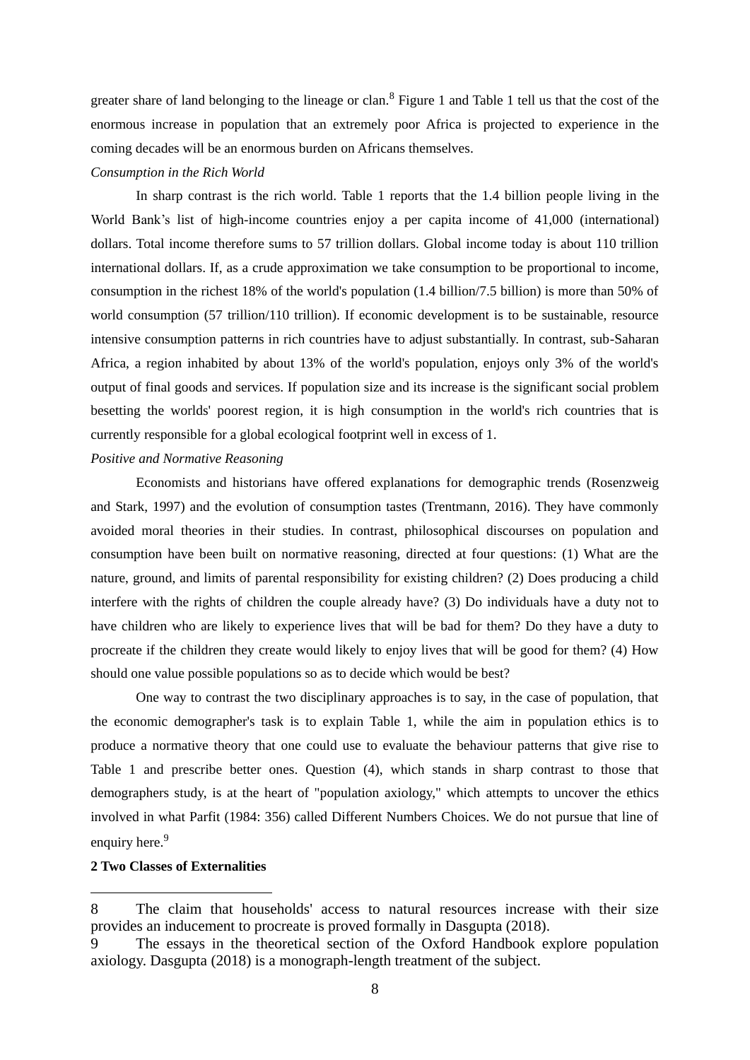greater share of land belonging to the lineage or clan.[8] Figure 1 and Table 1 tell us that the cost of the enormous increase in population that an extremely poor Africa is projected to experience in the coming decades will be an enormous burden on Africans themselves.

*Consumption in the Rich World*

In sharp contrast is the rich world. Table 1 reports that the 1.4 billion people living in the World Bank's list of high-income countries enjoy a per capita income of 41,000 (international) dollars. Total income therefore sums to 57 trillion dollars. Global income today is about 110 trillion international dollars. If, as a crude approximation we take consumption to be proportional to income, consumption in the richest 18% of the world's population (1.4 billion/7.5 billion) is more than 50% of world consumption (57 trillion/110 trillion). If economic development is to be sustainable, resource intensive consumption patterns in rich countries have to adjust substantially. In contrast, sub-Saharan Africa, a region inhabited by about 13% of the world's population, enjoys only 3% of the world's output of final goods and services. If population size and its increase is the significant social problem besetting the worlds' poorest region, it is high consumption in the world's rich countries that is currently responsible for a global ecological footprint well in excess of 1.

*Positive and Normative Reasoning*

Economists and historians have offered explanations for demographic trends (Rosenzweig and Stark, 1997) and the evolution of consumption tastes (Trentmann, 2016). They have commonly avoided moral theories in their studies. In contrast, philosophical discourses on population and consumption have been built on normative reasoning, directed at four questions: (1) What are the nature, ground, and limits of parental responsibility for existing children? (2) Does producing a child interfere with the rights of children the couple already have? (3) Do individuals have a duty not to have children who are likely to experience lives that will be bad for them? Do they have a duty to procreate if the children they create would likely to enjoy lives that will be good for them? (4) How should one value possible populations so as to decide which would be best?

One way to contrast the two disciplinary approaches is to say, in the case of population, that the economic demographer's task is to explain Table 1, while the aim in population ethics is to produce a normative theory that one could use to evaluate the behaviour patterns that give rise to Table 1 and prescribe better ones. Question (4), which stands in sharp contrast to those that demographers study, is at the heart of "population axiology," which attempts to uncover the ethics involved in what Parfit (1984: 356) called Different Numbers Choices. We do not pursue that line of enquiry here.[9]

**2 Two Classes of Externalities**

---

8 The claim that households' access to natural resources increase with their size provides an inducement to procreate is proved formally in Dasgupta (2018).

9 The essays in the theoretical section of the Oxford Handbook explore population axiology. Dasgupta (2018) is a monograph-length treatment of the subject.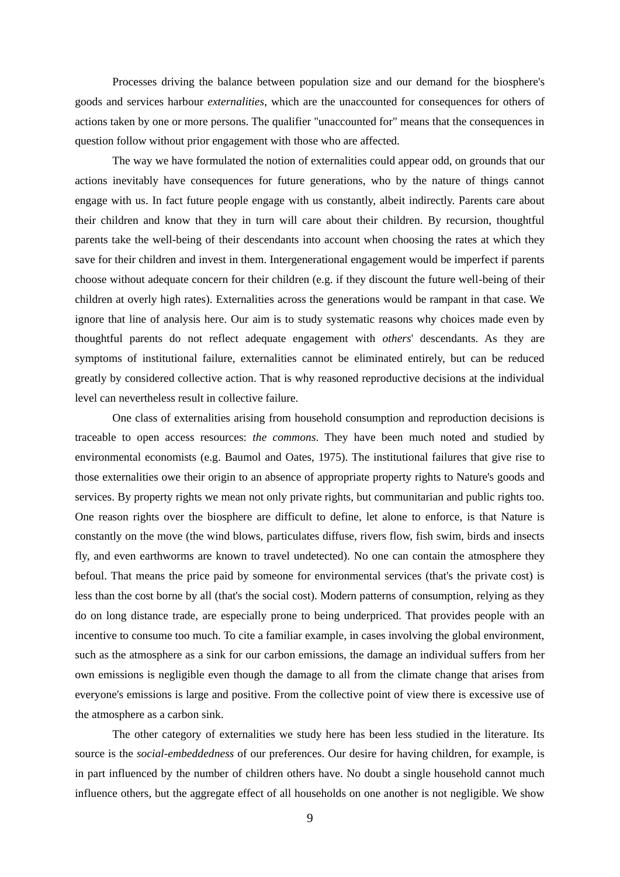Processes driving the balance between population size and our demand for the biosphere's goods and services harbour *externalities*, which are the unaccounted for consequences for others of actions taken by one or more persons. The qualifier "unaccounted for" means that the consequences in question follow without prior engagement with those who are affected.

The way we have formulated the notion of externalities could appear odd, on grounds that our actions inevitably have consequences for future generations, who by the nature of things cannot engage with us. In fact future people engage with us constantly, albeit indirectly. Parents care about their children and know that they in turn will care about their children. By recursion, thoughtful parents take the well-being of their descendants into account when choosing the rates at which they save for their children and invest in them. Intergenerational engagement would be imperfect if parents choose without adequate concern for their children (e.g. if they discount the future well-being of their children at overly high rates). Externalities across the generations would be rampant in that case. We ignore that line of analysis here. Our aim is to study systematic reasons why choices made even by thoughtful parents do not reflect adequate engagement with *others*' descendants. As they are symptoms of institutional failure, externalities cannot be eliminated entirely, but can be reduced greatly by considered collective action. That is why reasoned reproductive decisions at the individual level can nevertheless result in collective failure.

One class of externalities arising from household consumption and reproduction decisions is traceable to open access resources: *the commons*. They have been much noted and studied by environmental economists (e.g. Baumol and Oates, 1975). The institutional failures that give rise to those externalities owe their origin to an absence of appropriate property rights to Nature's goods and services. By property rights we mean not only private rights, but communitarian and public rights too. One reason rights over the biosphere are difficult to define, let alone to enforce, is that Nature is constantly on the move (the wind blows, particulates diffuse, rivers flow, fish swim, birds and insects fly, and even earthworms are known to travel undetected). No one can contain the atmosphere they befoul. That means the price paid by someone for environmental services (that's the private cost) is less than the cost borne by all (that's the social cost). Modern patterns of consumption, relying as they do on long distance trade, are especially prone to being underpriced. That provides people with an incentive to consume too much. To cite a familiar example, in cases involving the global environment, such as the atmosphere as a sink for our carbon emissions, the damage an individual suffers from her own emissions is negligible even though the damage to all from the climate change that arises from everyone's emissions is large and positive. From the collective point of view there is excessive use of the atmosphere as a carbon sink.

The other category of externalities we study here has been less studied in the literature. Its source is the *social-embeddedness* of our preferences. Our desire for having children, for example, is in part influenced by the number of children others have. No doubt a single household cannot much influence others, but the aggregate effect of all households on one another is not negligible. We show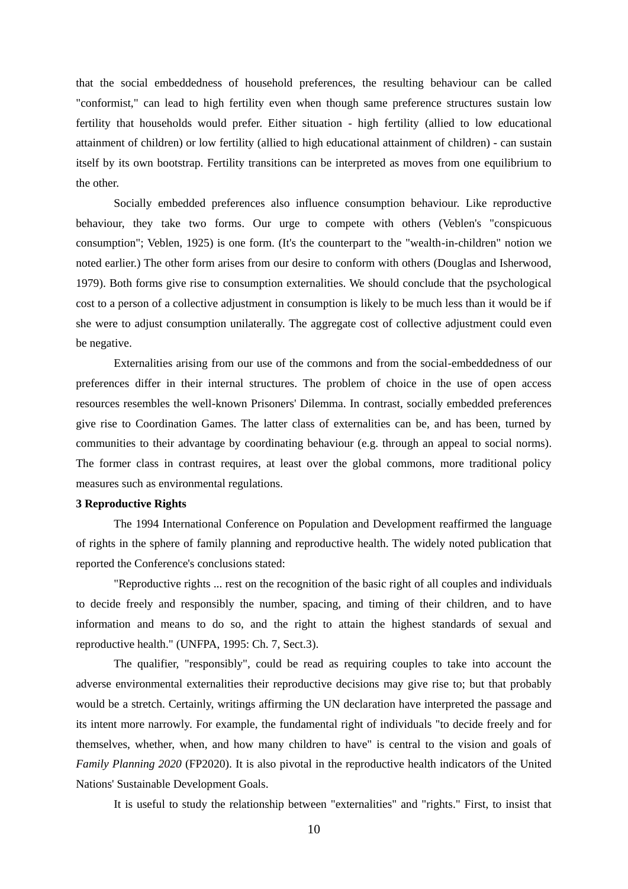that the social embeddedness of household preferences, the resulting behaviour can be called "conformist," can lead to high fertility even when though same preference structures sustain low fertility that households would prefer. Either situation - high fertility (allied to low educational attainment of children) or low fertility (allied to high educational attainment of children) - can sustain itself by its own bootstrap. Fertility transitions can be interpreted as moves from one equilibrium to the other.

Socially embedded preferences also influence consumption behaviour. Like reproductive behaviour, they take two forms. Our urge to compete with others (Veblen's "conspicuous consumption"; Veblen, 1925) is one form. (It's the counterpart to the "wealth-in-children" notion we noted earlier.) The other form arises from our desire to conform with others (Douglas and Isherwood, 1979). Both forms give rise to consumption externalities. We should conclude that the psychological cost to a person of a collective adjustment in consumption is likely to be much less than it would be if she were to adjust consumption unilaterally. The aggregate cost of collective adjustment could even be negative.

Externalities arising from our use of the commons and from the social-embeddedness of our preferences differ in their internal structures. The problem of choice in the use of open access resources resembles the well-known Prisoners' Dilemma. In contrast, socially embedded preferences give rise to Coordination Games. The latter class of externalities can be, and has been, turned by communities to their advantage by coordinating behaviour (e.g. through an appeal to social norms). The former class in contrast requires, at least over the global commons, more traditional policy measures such as environmental regulations.

**3 Reproductive Rights**

The 1994 International Conference on Population and Development reaffirmed the language of rights in the sphere of family planning and reproductive health. The widely noted publication that reported the Conference's conclusions stated:

"Reproductive rights ... rest on the recognition of the basic right of all couples and individuals to decide freely and responsibly the number, spacing, and timing of their children, and to have information and means to do so, and the right to attain the highest standards of sexual and reproductive health." (UNFPA, 1995: Ch. 7, Sect.3).

The qualifier, "responsibly", could be read as requiring couples to take into account the adverse environmental externalities their reproductive decisions may give rise to; but that probably would be a stretch. Certainly, writings affirming the UN declaration have interpreted the passage and its intent more narrowly. For example, the fundamental right of individuals "to decide freely and for themselves, whether, when, and how many children to have" is central to the vision and goals of *Family Planning 2020* (FP2020). It is also pivotal in the reproductive health indicators of the United Nations' Sustainable Development Goals.

It is useful to study the relationship between "externalities" and "rights." First, to insist that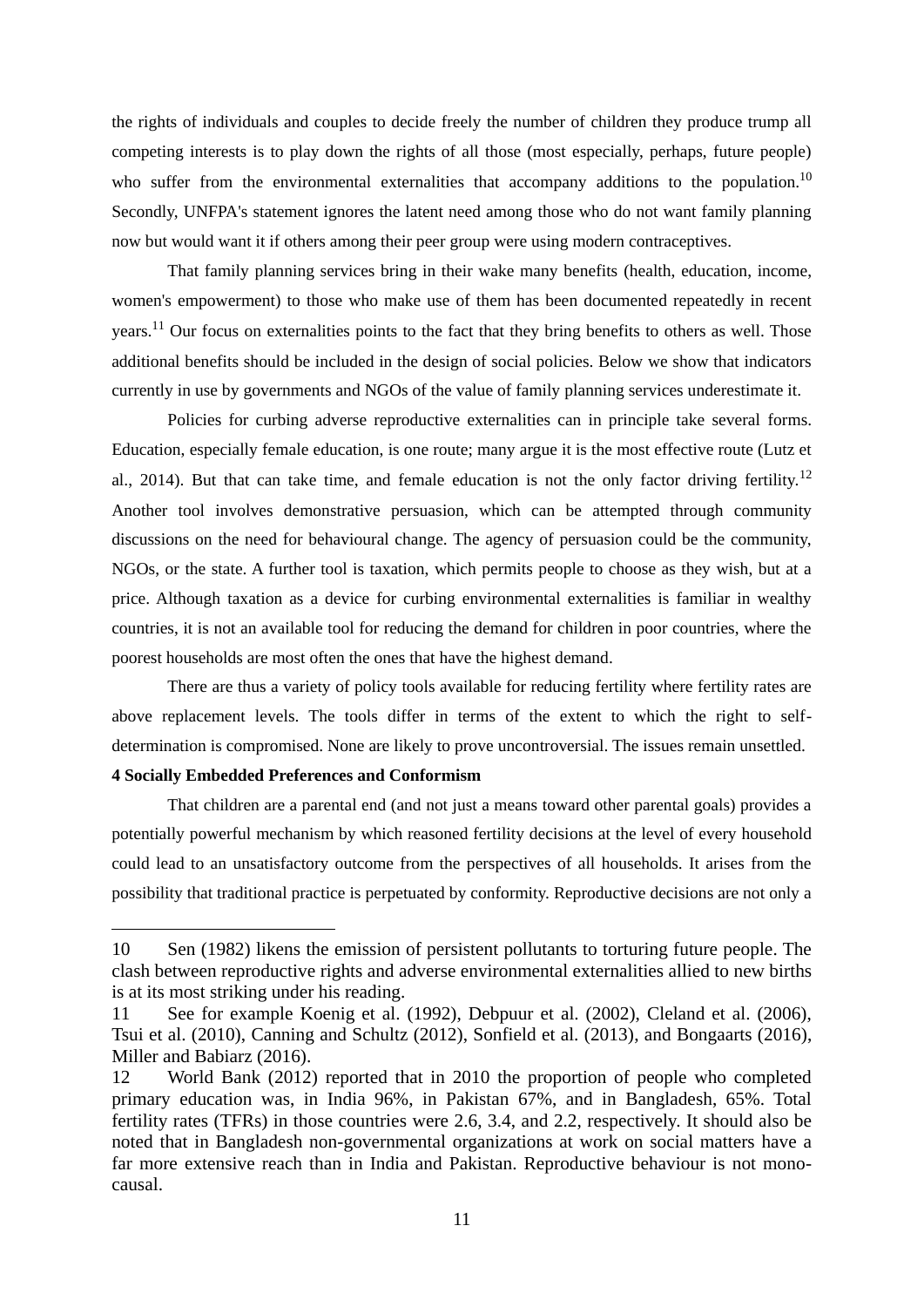the rights of individuals and couples to decide freely the number of children they produce trump all competing interests is to play down the rights of all those (most especially, perhaps, future people) who suffer from the environmental externalities that accompany additions to the population.[10] Secondly, UNFPA's statement ignores the latent need among those who do not want family planning now but would want it if others among their peer group were using modern contraceptives.

That family planning services bring in their wake many benefits (health, education, income, women's empowerment) to those who make use of them has been documented repeatedly in recent years.[11] Our focus on externalities points to the fact that they bring benefits to others as well. Those additional benefits should be included in the design of social policies. Below we show that indicators currently in use by governments and NGOs of the value of family planning services underestimate it.

Policies for curbing adverse reproductive externalities can in principle take several forms. Education, especially female education, is one route; many argue it is the most effective route (Lutz et al., 2014). But that can take time, and female education is not the only factor driving fertility.[12] Another tool involves demonstrative persuasion, which can be attempted through community discussions on the need for behavioural change. The agency of persuasion could be the community, NGOs, or the state. A further tool is taxation, which permits people to choose as they wish, but at a price. Although taxation as a device for curbing environmental externalities is familiar in wealthy countries, it is not an available tool for reducing the demand for children in poor countries, where the poorest households are most often the ones that have the highest demand.

There are thus a variety of policy tools available for reducing fertility where fertility rates are above replacement levels. The tools differ in terms of the extent to which the right to self-determination is compromised. None are likely to prove uncontroversial. The issues remain unsettled.

**4 Socially Embedded Preferences and Conformism**

That children are a parental end (and not just a means toward other parental goals) provides a potentially powerful mechanism by which reasoned fertility decisions at the level of every household could lead to an unsatisfactory outcome from the perspectives of all households. It arises from the possibility that traditional practice is perpetuated by conformity. Reproductive decisions are not only a

---

10 Sen (1982) likens the emission of persistent pollutants to torturing future people. The clash between reproductive rights and adverse environmental externalities allied to new births is at its most striking under his reading.

11 See for example Koenig et al. (1992), Debpuur et al. (2002), Cleland et al. (2006), Tsui et al. (2010), Canning and Schultz (2012), Sonfield et al. (2013), and Bongaarts (2016), Miller and Babiarz (2016).

12 World Bank (2012) reported that in 2010 the proportion of people who completed primary education was, in India 96%, in Pakistan 67%, and in Bangladesh, 65%. Total fertility rates (TFRs) in those countries were 2.6, 3.4, and 2.2, respectively. It should also be noted that in Bangladesh non-governmental organizations at work on social matters have a far more extensive reach than in India and Pakistan. Reproductive behaviour is not mono-causal.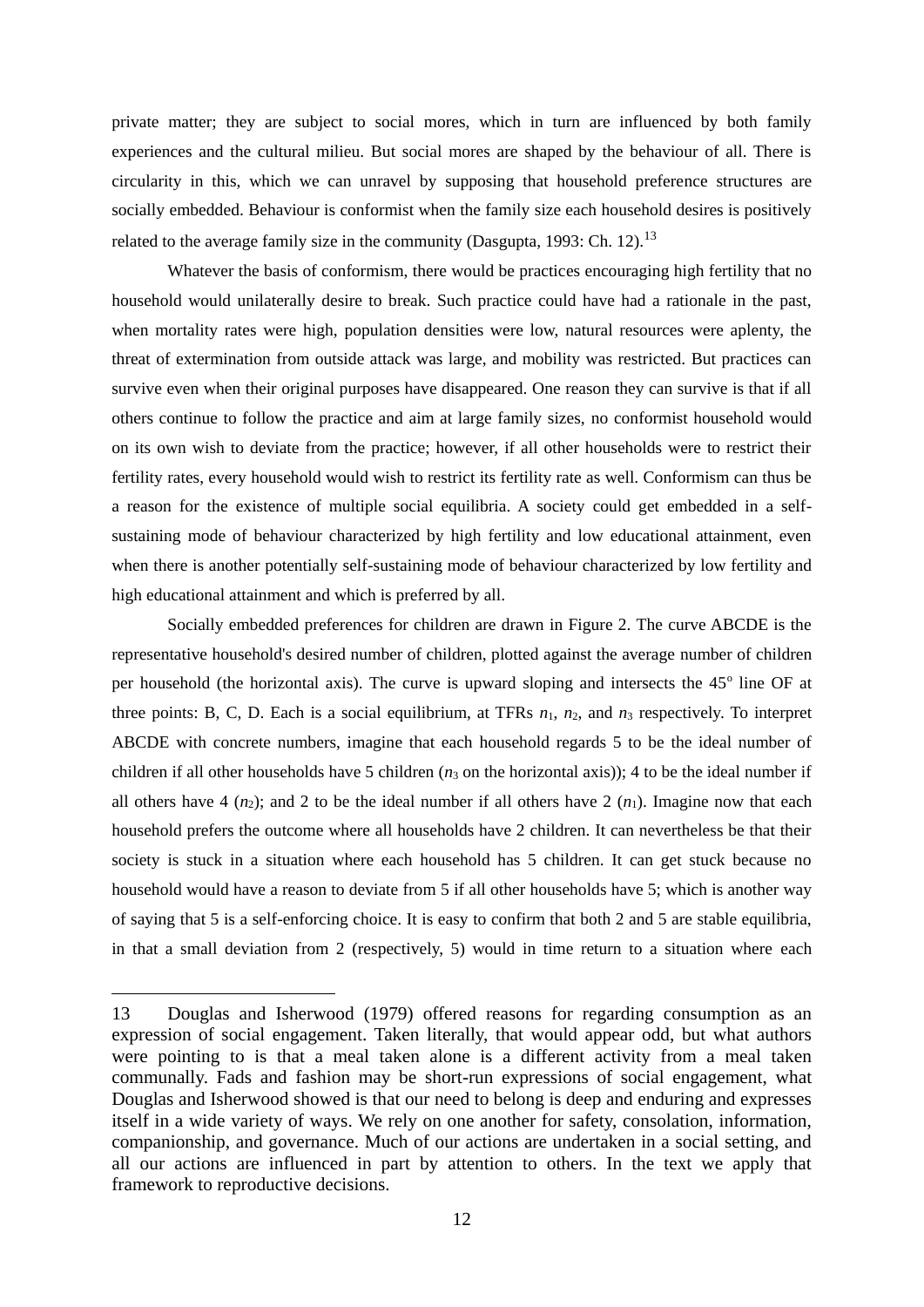private matter; they are subject to social mores, which in turn are influenced by both family experiences and the cultural milieu. But social mores are shaped by the behaviour of all. There is circularity in this, which we can unravel by supposing that household preference structures are socially embedded. Behaviour is conformist when the family size each household desires is positively related to the average family size in the community (Dasgupta, 1993: Ch. 12).[13]

Whatever the basis of conformism, there would be practices encouraging high fertility that no household would unilaterally desire to break. Such practice could have had a rationale in the past, when mortality rates were high, population densities were low, natural resources were aplenty, the threat of extermination from outside attack was large, and mobility was restricted. But practices can survive even when their original purposes have disappeared. One reason they can survive is that if all others continue to follow the practice and aim at large family sizes, no conformist household would on its own wish to deviate from the practice; however, if all other households were to restrict their fertility rates, every household would wish to restrict its fertility rate as well. Conformism can thus be a reason for the existence of multiple social equilibria. A society could get embedded in a self-sustaining mode of behaviour characterized by high fertility and low educational attainment, even when there is another potentially self-sustaining mode of behaviour characterized by low fertility and high educational attainment and which is preferred by all.

Socially embedded preferences for children are drawn in Figure 2. The curve ABCDE is the representative household's desired number of children, plotted against the average number of children per household (the horizontal axis). The curve is upward sloping and intersects the 45° line OF at three points: B, C, D. Each is a social equilibrium, at TFRs $n_1$, $n_2$, and $n_3$ respectively. To interpret ABCDE with concrete numbers, imagine that each household regards 5 to be the ideal number of children if all other households have 5 children ($n_3$ on the horizontal axis)); 4 to be the ideal number if all others have 4 ($n_2$); and 2 to be the ideal number if all others have 2 ($n_1$). Imagine now that each household prefers the outcome where all households have 2 children. It can nevertheless be that their society is stuck in a situation where each household has 5 children. It can get stuck because no household would have a reason to deviate from 5 if all other households have 5; which is another way of saying that 5 is a self-enforcing choice. It is easy to confirm that both 2 and 5 are stable equilibria, in that a small deviation from 2 (respectively, 5) would in time return to a situation where each

---

13 Douglas and Isherwood (1979) offered reasons for regarding consumption as an expression of social engagement. Taken literally, that would appear odd, but what authors were pointing to is that a meal taken alone is a different activity from a meal taken communally. Fads and fashion may be short-run expressions of social engagement, what Douglas and Isherwood showed is that our need to belong is deep and enduring and expresses itself in a wide variety of ways. We rely on one another for safety, consolation, information, companionship, and governance. Much of our actions are undertaken in a social setting, and all our actions are influenced in part by attention to others. In the text we apply that framework to reproductive decisions.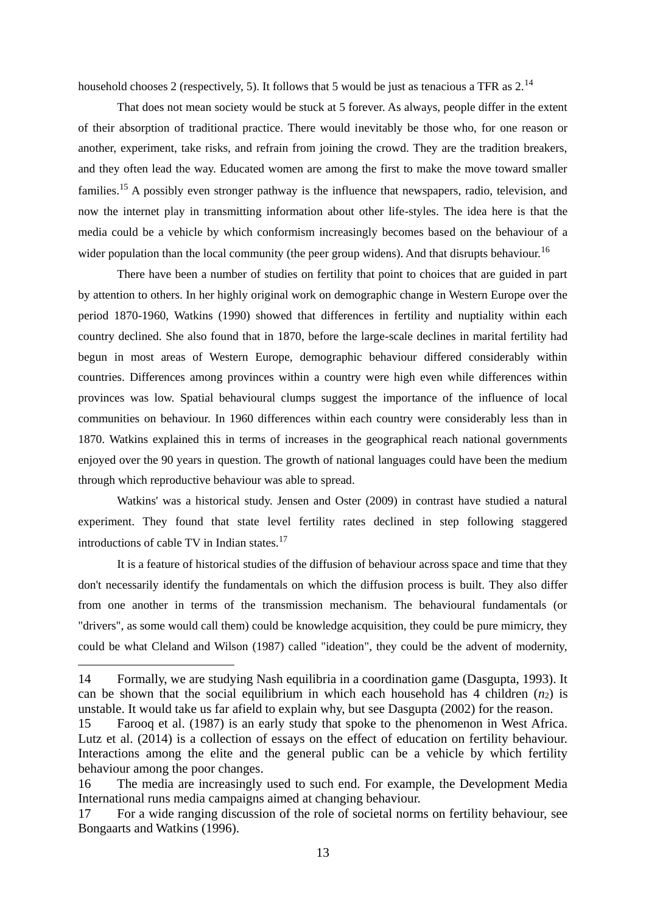household chooses 2 (respectively, 5). It follows that 5 would be just as tenacious a TFR as 2.[14]

That does not mean society would be stuck at 5 forever. As always, people differ in the extent of their absorption of traditional practice. There would inevitably be those who, for one reason or another, experiment, take risks, and refrain from joining the crowd. They are the tradition breakers, and they often lead the way. Educated women are among the first to make the move toward smaller families.[15] A possibly even stronger pathway is the influence that newspapers, radio, television, and now the internet play in transmitting information about other life-styles. The idea here is that the media could be a vehicle by which conformism increasingly becomes based on the behaviour of a wider population than the local community (the peer group widens). And that disrupts behaviour.[16]

There have been a number of studies on fertility that point to choices that are guided in part by attention to others. In her highly original work on demographic change in Western Europe over the period 1870-1960, Watkins (1990) showed that differences in fertility and nuptiality within each country declined. She also found that in 1870, before the large-scale declines in marital fertility had begun in most areas of Western Europe, demographic behaviour differed considerably within countries. Differences among provinces within a country were high even while differences within provinces was low. Spatial behavioural clumps suggest the importance of the influence of local communities on behaviour. In 1960 differences within each country were considerably less than in 1870. Watkins explained this in terms of increases in the geographical reach national governments enjoyed over the 90 years in question. The growth of national languages could have been the medium through which reproductive behaviour was able to spread.

Watkins' was a historical study. Jensen and Oster (2009) in contrast have studied a natural experiment. They found that state level fertility rates declined in step following staggered introductions of cable TV in Indian states.[17]

It is a feature of historical studies of the diffusion of behaviour across space and time that they don't necessarily identify the fundamentals on which the diffusion process is built. They also differ from one another in terms of the transmission mechanism. The behavioural fundamentals (or "drivers", as some would call them) could be knowledge acquisition, they could be pure mimicry, they could be what Cleland and Wilson (1987) called "ideation", they could be the advent of modernity,

---

14 Formally, we are studying Nash equilibria in a coordination game (Dasgupta, 1993). It can be shown that the social equilibrium in which each household has 4 children ($n_2$) is unstable. It would take us far afield to explain why, but see Dasgupta (2002) for the reason.

15 Farooq et al. (1987) is an early study that spoke to the phenomenon in West Africa. Lutz et al. (2014) is a collection of essays on the effect of education on fertility behaviour. Interactions among the elite and the general public can be a vehicle by which fertility behaviour among the poor changes.

16 The media are increasingly used to such end. For example, the Development Media International runs media campaigns aimed at changing behaviour.

17 For a wide ranging discussion of the role of societal norms on fertility behaviour, see Bongaarts and Watkins (1996).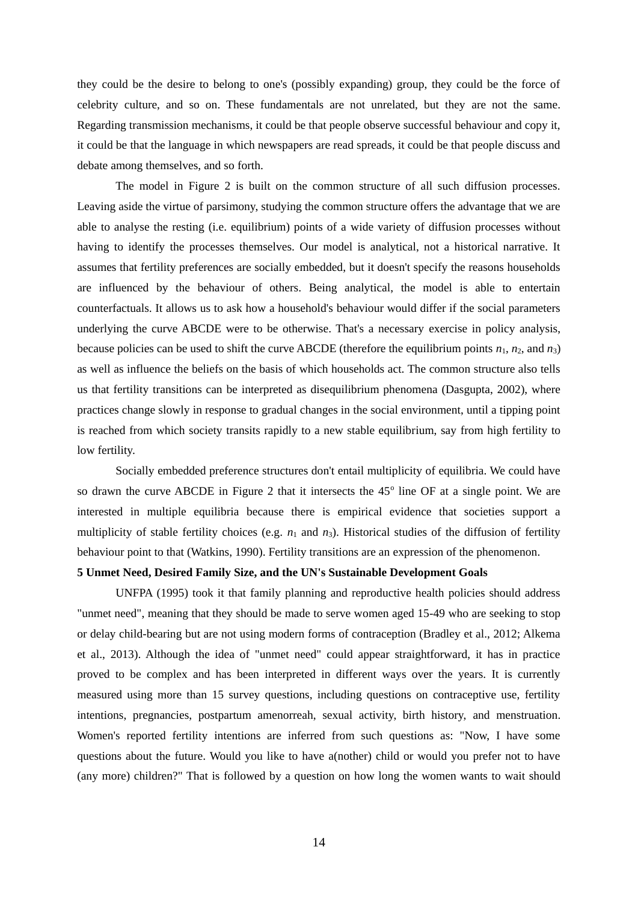they could be the desire to belong to one's (possibly expanding) group, they could be the force of celebrity culture, and so on. These fundamentals are not unrelated, but they are not the same. Regarding transmission mechanisms, it could be that people observe successful behaviour and copy it, it could be that the language in which newspapers are read spreads, it could be that people discuss and debate among themselves, and so forth.

The model in Figure 2 is built on the common structure of all such diffusion processes. Leaving aside the virtue of parsimony, studying the common structure offers the advantage that we are able to analyse the resting (i.e. equilibrium) points of a wide variety of diffusion processes without having to identify the processes themselves. Our model is analytical, not a historical narrative. It assumes that fertility preferences are socially embedded, but it doesn't specify the reasons households are influenced by the behaviour of others. Being analytical, the model is able to entertain counterfactuals. It allows us to ask how a household's behaviour would differ if the social parameters underlying the curve ABCDE were to be otherwise. That's a necessary exercise in policy analysis, because policies can be used to shift the curve ABCDE (therefore the equilibrium points $n_1$, $n_2$, and $n_3$) as well as influence the beliefs on the basis of which households act. The common structure also tells us that fertility transitions can be interpreted as disequilibrium phenomena (Dasgupta, 2002), where practices change slowly in response to gradual changes in the social environment, until a tipping point is reached from which society transits rapidly to a new stable equilibrium, say from high fertility to low fertility.

Socially embedded preference structures don't entail multiplicity of equilibria. We could have so drawn the curve ABCDE in Figure 2 that it intersects the $45^{o}$ line OF at a single point. We are interested in multiple equilibria because there is empirical evidence that societies support a multiplicity of stable fertility choices (e.g. $n_1$ and $n_3$). Historical studies of the diffusion of fertility behaviour point to that (Watkins, 1990). Fertility transitions are an expression of the phenomenon.

**5 Unmet Need, Desired Family Size, and the UN's Sustainable Development Goals**

UNFPA (1995) took it that family planning and reproductive health policies should address "unmet need", meaning that they should be made to serve women aged 15-49 who are seeking to stop or delay child-bearing but are not using modern forms of contraception (Bradley et al., 2012; Alkema et al., 2013). Although the idea of "unmet need" could appear straightforward, it has in practice proved to be complex and has been interpreted in different ways over the years. It is currently measured using more than 15 survey questions, including questions on contraceptive use, fertility intentions, pregnancies, postpartum amenorreah, sexual activity, birth history, and menstruation. Women's reported fertility intentions are inferred from such questions as: "Now, I have some questions about the future. Would you like to have a(nother) child or would you prefer not to have (any more) children?" That is followed by a question on how long the women wants to wait should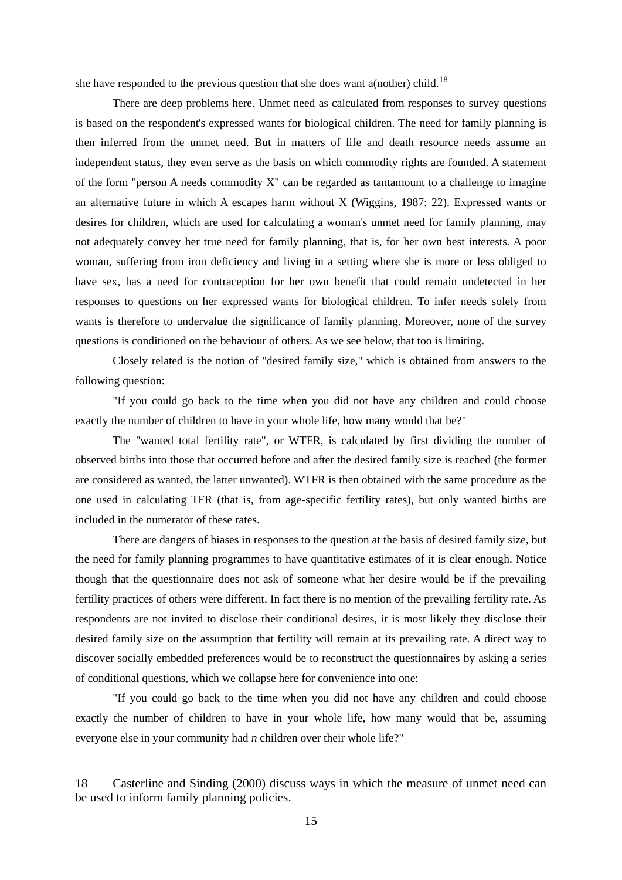she have responded to the previous question that she does want a(nother) child.[18]

There are deep problems here. Unmet need as calculated from responses to survey questions is based on the respondent's expressed wants for biological children. The need for family planning is then inferred from the unmet need. But in matters of life and death resource needs assume an independent status, they even serve as the basis on which commodity rights are founded. A statement of the form "person A needs commodity X" can be regarded as tantamount to a challenge to imagine an alternative future in which A escapes harm without X (Wiggins, 1987: 22). Expressed wants or desires for children, which are used for calculating a woman's unmet need for family planning, may not adequately convey her true need for family planning, that is, for her own best interests. A poor woman, suffering from iron deficiency and living in a setting where she is more or less obliged to have sex, has a need for contraception for her own benefit that could remain undetected in her responses to questions on her expressed wants for biological children. To infer needs solely from wants is therefore to undervalue the significance of family planning. Moreover, none of the survey questions is conditioned on the behaviour of others. As we see below, that too is limiting.

Closely related is the notion of "desired family size," which is obtained from answers to the following question:

"If you could go back to the time when you did not have any children and could choose exactly the number of children to have in your whole life, how many would that be?"

The "wanted total fertility rate", or WTFR, is calculated by first dividing the number of observed births into those that occurred before and after the desired family size is reached (the former are considered as wanted, the latter unwanted). WTFR is then obtained with the same procedure as the one used in calculating TFR (that is, from age-specific fertility rates), but only wanted births are included in the numerator of these rates.

There are dangers of biases in responses to the question at the basis of desired family size, but the need for family planning programmes to have quantitative estimates of it is clear enough. Notice though that the questionnaire does not ask of someone what her desire would be if the prevailing fertility practices of others were different. In fact there is no mention of the prevailing fertility rate. As respondents are not invited to disclose their conditional desires, it is most likely they disclose their desired family size on the assumption that fertility will remain at its prevailing rate. A direct way to discover socially embedded preferences would be to reconstruct the questionnaires by asking a series of conditional questions, which we collapse here for convenience into one:

"If you could go back to the time when you did not have any children and could choose exactly the number of children to have in your whole life, how many would that be, assuming everyone else in your community had *n* children over their whole life?"

---

18 Casterline and Sinding (2000) discuss ways in which the measure of unmet need can be used to inform family planning policies.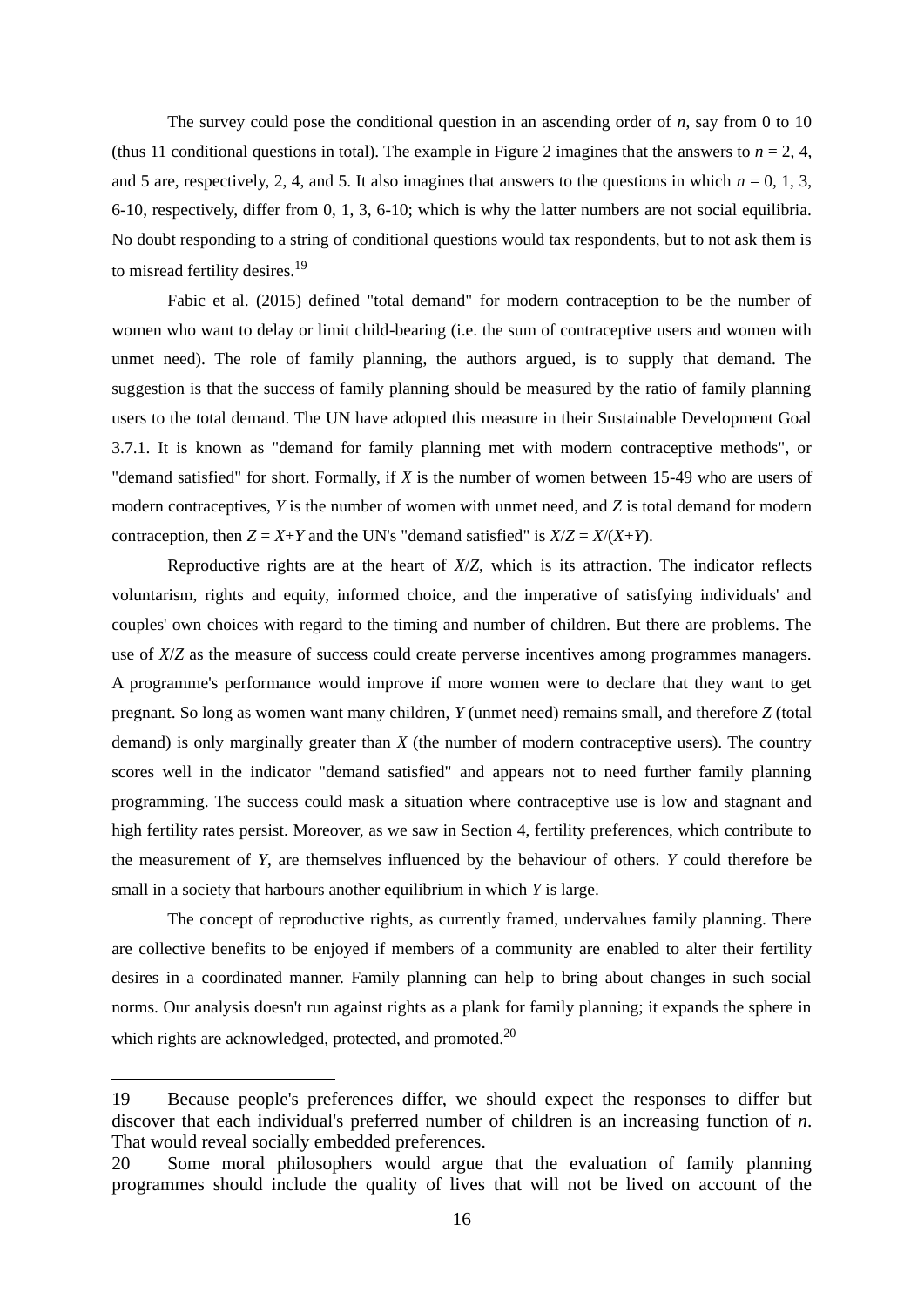The survey could pose the conditional question in an ascending order of $n$, say from 0 to 10 (thus 11 conditional questions in total). The example in Figure 2 imagines that the answers to $n = 2, 4$, and 5 are, respectively, 2, 4, and 5. It also imagines that answers to the questions in which $n = 0, 1, 3$, 6-10, respectively, differ from 0, 1, 3, 6-10; which is why the latter numbers are not social equilibria. No doubt responding to a string of conditional questions would tax respondents, but to not ask them is to misread fertility desires.[19]

Fabic et al. (2015) defined "total demand" for modern contraception to be the number of women who want to delay or limit child-bearing (i.e. the sum of contraceptive users and women with unmet need). The role of family planning, the authors argued, is to supply that demand. The suggestion is that the success of family planning should be measured by the ratio of family planning users to the total demand. The UN have adopted this measure in their Sustainable Development Goal 3.7.1. It is known as "demand for family planning met with modern contraceptive methods", or "demand satisfied" for short. Formally, if $X$ is the number of women between 15-49 who are users of modern contraceptives, $Y$ is the number of women with unmet need, and $Z$ is total demand for modern contraception, then $Z = X+Y$ and the UN's "demand satisfied" is $X/Z = X/(X+Y)$.

Reproductive rights are at the heart of $X/Z$, which is its attraction. The indicator reflects voluntarism, rights and equity, informed choice, and the imperative of satisfying individuals' and couples' own choices with regard to the timing and number of children. But there are problems. The use of $X/Z$ as the measure of success could create perverse incentives among programmes managers. A programme's performance would improve if more women were to declare that they want to get pregnant. So long as women want many children, $Y$ (unmet need) remains small, and therefore $Z$ (total demand) is only marginally greater than $X$ (the number of modern contraceptive users). The country scores well in the indicator "demand satisfied" and appears not to need further family planning programming. The success could mask a situation where contraceptive use is low and stagnant and high fertility rates persist. Moreover, as we saw in Section 4, fertility preferences, which contribute to the measurement of $Y$, are themselves influenced by the behaviour of others. $Y$ could therefore be small in a society that harbours another equilibrium in which $Y$ is large.

The concept of reproductive rights, as currently framed, undervalues family planning. There are collective benefits to be enjoyed if members of a community are enabled to alter their fertility desires in a coordinated manner. Family planning can help to bring about changes in such social norms. Our analysis doesn't run against rights as a plank for family planning; it expands the sphere in which rights are acknowledged, protected, and promoted.[20]

---

19 Because people's preferences differ, we should expect the responses to differ but discover that each individual's preferred number of children is an increasing function of $n$. That would reveal socially embedded preferences.

20 Some moral philosophers would argue that the evaluation of family planning programmes should include the quality of lives that will not be lived on account of the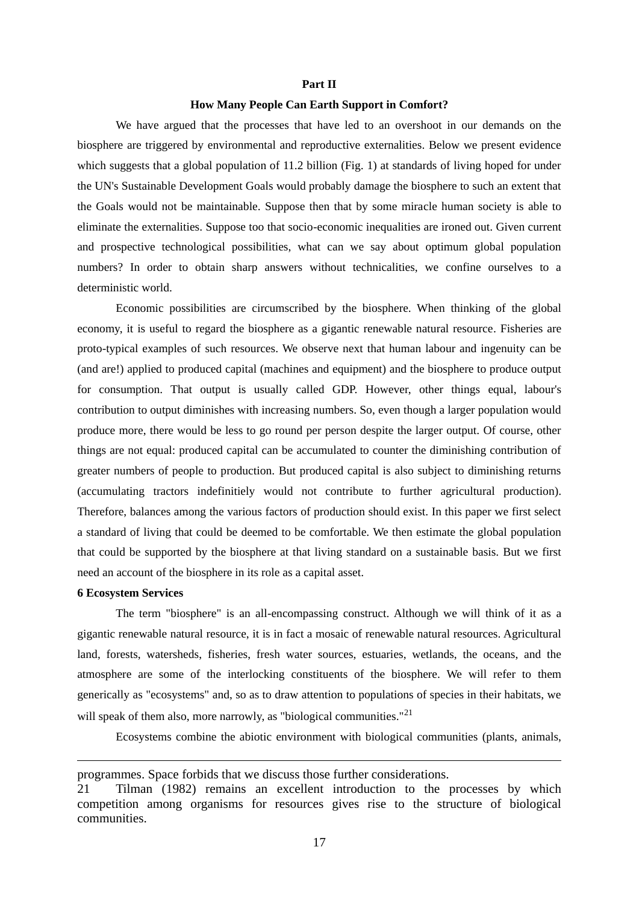## Part II

## How Many People Can Earth Support in Comfort?

We have argued that the processes that have led to an overshoot in our demands on the biosphere are triggered by environmental and reproductive externalities. Below we present evidence which suggests that a global population of 11.2 billion (Fig. 1) at standards of living hoped for under the UN's Sustainable Development Goals would probably damage the biosphere to such an extent that the Goals would not be maintainable. Suppose then that by some miracle human society is able to eliminate the externalities. Suppose too that socio-economic inequalities are ironed out. Given current and prospective technological possibilities, what can we say about optimum global population numbers? In order to obtain sharp answers without technicalities, we confine ourselves to a deterministic world.

Economic possibilities are circumscribed by the biosphere. When thinking of the global economy, it is useful to regard the biosphere as a gigantic renewable natural resource. Fisheries are proto-typical examples of such resources. We observe next that human labour and ingenuity can be (and are!) applied to produced capital (machines and equipment) and the biosphere to produce output for consumption. That output is usually called GDP. However, other things equal, labour's contribution to output diminishes with increasing numbers. So, even though a larger population would produce more, there would be less to go round per person despite the larger output. Of course, other things are not equal: produced capital can be accumulated to counter the diminishing contribution of greater numbers of people to production. But produced capital is also subject to diminishing returns (accumulating tractors indefinitiely would not contribute to further agricultural production). Therefore, balances among the various factors of production should exist. In this paper we first select a standard of living that could be deemed to be comfortable. We then estimate the global population that could be supported by the biosphere at that living standard on a sustainable basis. But we first need an account of the biosphere in its role as a capital asset.

### 6 Ecosystem Services

The term "biosphere" is an all-encompassing construct. Although we will think of it as a gigantic renewable natural resource, it is in fact a mosaic of renewable natural resources. Agricultural land, forests, watersheds, fisheries, fresh water sources, estuaries, wetlands, the oceans, and the atmosphere are some of the interlocking constituents of the biosphere. We will refer to them generically as "ecosystems" and, so as to draw attention to populations of species in their habitats, we will speak of them also, more narrowly, as "biological communities."[21]

Ecosystems combine the abiotic environment with biological communities (plants, animals,

---

programmes. Space forbids that we discuss those further considerations.

21 Tilman (1982) remains an excellent introduction to the processes by which competition among organisms for resources gives rise to the structure of biological communities.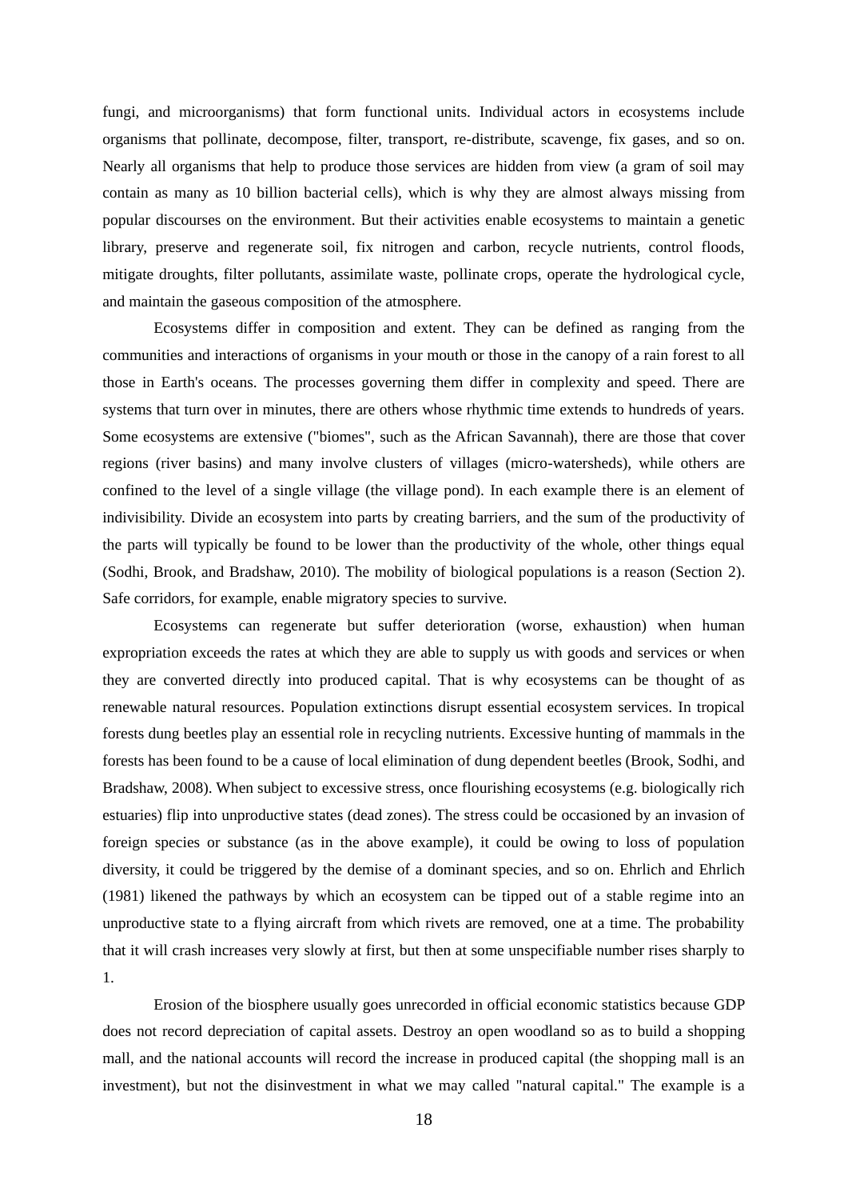fungi, and microorganisms) that form functional units. Individual actors in ecosystems include organisms that pollinate, decompose, filter, transport, re-distribute, scavenge, fix gases, and so on. Nearly all organisms that help to produce those services are hidden from view (a gram of soil may contain as many as 10 billion bacterial cells), which is why they are almost always missing from popular discourses on the environment. But their activities enable ecosystems to maintain a genetic library, preserve and regenerate soil, fix nitrogen and carbon, recycle nutrients, control floods, mitigate droughts, filter pollutants, assimilate waste, pollinate crops, operate the hydrological cycle, and maintain the gaseous composition of the atmosphere.

Ecosystems differ in composition and extent. They can be defined as ranging from the communities and interactions of organisms in your mouth or those in the canopy of a rain forest to all those in Earth's oceans. The processes governing them differ in complexity and speed. There are systems that turn over in minutes, there are others whose rhythmic time extends to hundreds of years. Some ecosystems are extensive ("biomes", such as the African Savannah), there are those that cover regions (river basins) and many involve clusters of villages (micro-watersheds), while others are confined to the level of a single village (the village pond). In each example there is an element of indivisibility. Divide an ecosystem into parts by creating barriers, and the sum of the productivity of the parts will typically be found to be lower than the productivity of the whole, other things equal (Sodhi, Brook, and Bradshaw, 2010). The mobility of biological populations is a reason (Section 2). Safe corridors, for example, enable migratory species to survive.

Ecosystems can regenerate but suffer deterioration (worse, exhaustion) when human expropriation exceeds the rates at which they are able to supply us with goods and services or when they are converted directly into produced capital. That is why ecosystems can be thought of as renewable natural resources. Population extinctions disrupt essential ecosystem services. In tropical forests dung beetles play an essential role in recycling nutrients. Excessive hunting of mammals in the forests has been found to be a cause of local elimination of dung dependent beetles (Brook, Sodhi, and Bradshaw, 2008). When subject to excessive stress, once flourishing ecosystems (e.g. biologically rich estuaries) flip into unproductive states (dead zones). The stress could be occasioned by an invasion of foreign species or substance (as in the above example), it could be owing to loss of population diversity, it could be triggered by the demise of a dominant species, and so on. Ehrlich and Ehrlich (1981) likened the pathways by which an ecosystem can be tipped out of a stable regime into an unproductive state to a flying aircraft from which rivets are removed, one at a time. The probability that it will crash increases very slowly at first, but then at some unspecifiable number rises sharply to 1.

Erosion of the biosphere usually goes unrecorded in official economic statistics because GDP does not record depreciation of capital assets. Destroy an open woodland so as to build a shopping mall, and the national accounts will record the increase in produced capital (the shopping mall is an investment), but not the disinvestment in what we may called "natural capital." The example is a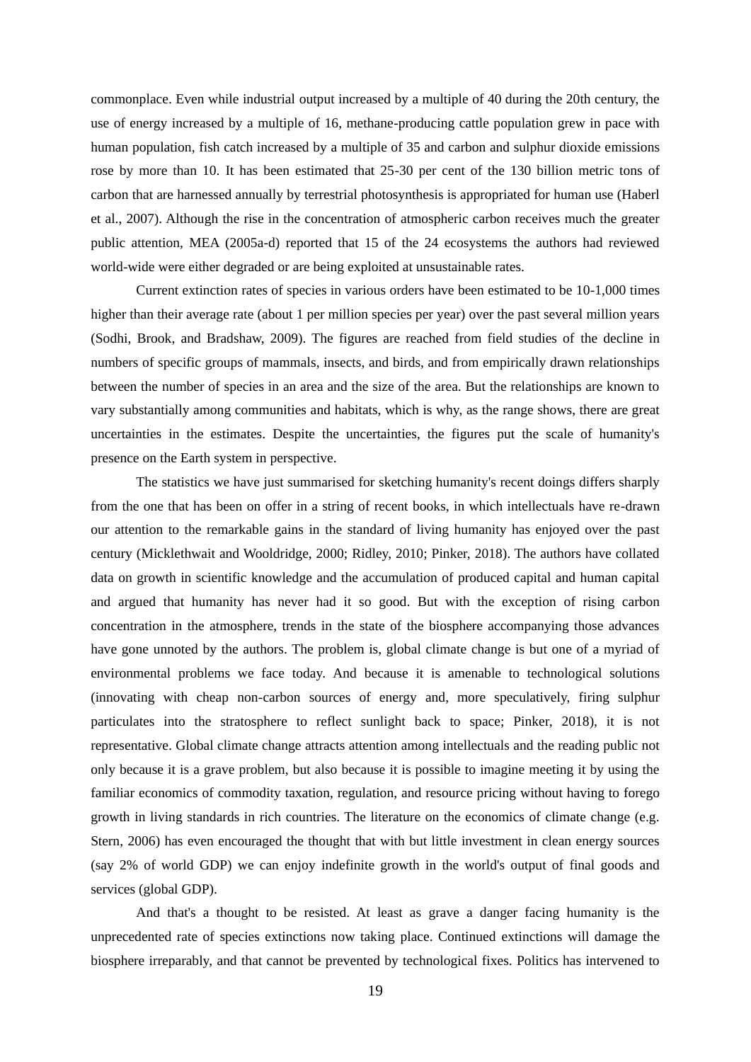commonplace. Even while industrial output increased by a multiple of 40 during the 20th century, the use of energy increased by a multiple of 16, methane-producing cattle population grew in pace with human population, fish catch increased by a multiple of 35 and carbon and sulphur dioxide emissions rose by more than 10. It has been estimated that 25-30 per cent of the 130 billion metric tons of carbon that are harnessed annually by terrestrial photosynthesis is appropriated for human use (Haberl et al., 2007). Although the rise in the concentration of atmospheric carbon receives much the greater public attention, MEA (2005a-d) reported that 15 of the 24 ecosystems the authors had reviewed world-wide were either degraded or are being exploited at unsustainable rates.

Current extinction rates of species in various orders have been estimated to be 10-1,000 times higher than their average rate (about 1 per million species per year) over the past several million years (Sodhi, Brook, and Bradshaw, 2009). The figures are reached from field studies of the decline in numbers of specific groups of mammals, insects, and birds, and from empirically drawn relationships between the number of species in an area and the size of the area. But the relationships are known to vary substantially among communities and habitats, which is why, as the range shows, there are great uncertainties in the estimates. Despite the uncertainties, the figures put the scale of humanity's presence on the Earth system in perspective.

The statistics we have just summarised for sketching humanity's recent doings differs sharply from the one that has been on offer in a string of recent books, in which intellectuals have re-drawn our attention to the remarkable gains in the standard of living humanity has enjoyed over the past century (Micklethwait and Wooldridge, 2000; Ridley, 2010; Pinker, 2018). The authors have collated data on growth in scientific knowledge and the accumulation of produced capital and human capital and argued that humanity has never had it so good. But with the exception of rising carbon concentration in the atmosphere, trends in the state of the biosphere accompanying those advances have gone unnoted by the authors. The problem is, global climate change is but one of a myriad of environmental problems we face today. And because it is amenable to technological solutions (innovating with cheap non-carbon sources of energy and, more speculatively, firing sulphur particulates into the stratosphere to reflect sunlight back to space; Pinker, 2018), it is not representative. Global climate change attracts attention among intellectuals and the reading public not only because it is a grave problem, but also because it is possible to imagine meeting it by using the familiar economics of commodity taxation, regulation, and resource pricing without having to forego growth in living standards in rich countries. The literature on the economics of climate change (e.g. Stern, 2006) has even encouraged the thought that with but little investment in clean energy sources (say 2% of world GDP) we can enjoy indefinite growth in the world's output of final goods and services (global GDP).

And that's a thought to be resisted. At least as grave a danger facing humanity is the unprecedented rate of species extinctions now taking place. Continued extinctions will damage the biosphere irreparably, and that cannot be prevented by technological fixes. Politics has intervened to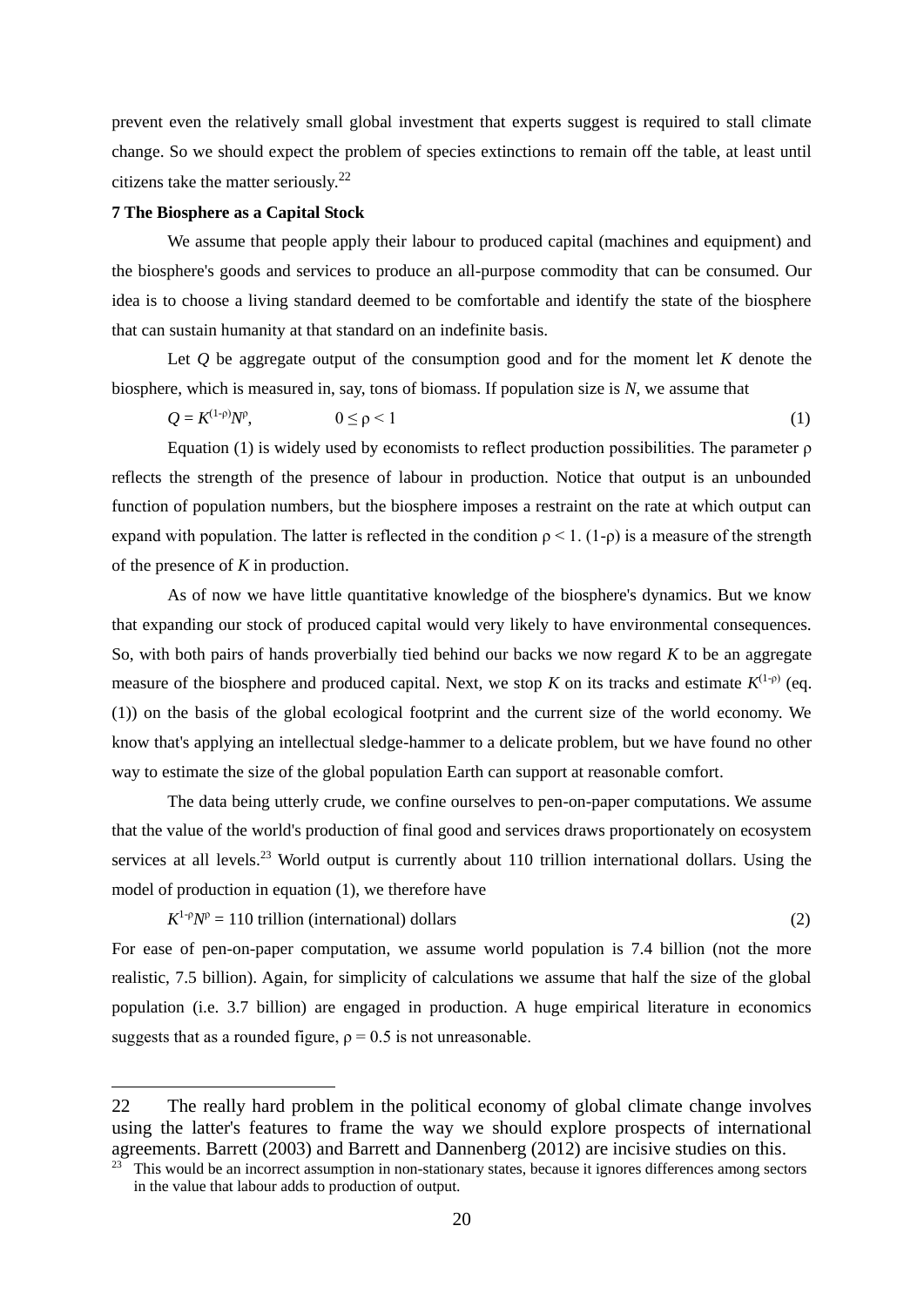prevent even the relatively small global investment that experts suggest is required to stall climate change. So we should expect the problem of species extinctions to remain off the table, at least until citizens take the matter seriously.[22]

**7 The Biosphere as a Capital Stock**

We assume that people apply their labour to produced capital (machines and equipment) and the biosphere's goods and services to produce an all-purpose commodity that can be consumed. Our idea is to choose a living standard deemed to be comfortable and identify the state of the biosphere that can sustain humanity at that standard on an indefinite basis.

Let $Q$ be aggregate output of the consumption good and for the moment let $K$ denote the biosphere, which is measured in, say, tons of biomass. If population size is $N$, we assume that

$$Q = K^{(1-\rho)}N^{\rho}, \qquad 0 \leq \rho < 1 \tag{1}$$

Equation (1) is widely used by economists to reflect production possibilities. The parameter $\rho$ reflects the strength of the presence of labour in production. Notice that output is an unbounded function of population numbers, but the biosphere imposes a restraint on the rate at which output can expand with population. The latter is reflected in the condition $\rho < 1$. $(1\text{-}\rho)$ is a measure of the strength of the presence of $K$ in production.

As of now we have little quantitative knowledge of the biosphere's dynamics. But we know that expanding our stock of produced capital would very likely to have environmental consequences. So, with both pairs of hands proverbially tied behind our backs we now regard $K$ to be an aggregate measure of the biosphere and produced capital. Next, we stop $K$ on its tracks and estimate $K^{(1-\rho)}$ (eq. (1)) on the basis of the global ecological footprint and the current size of the world economy. We know that's applying an intellectual sledge-hammer to a delicate problem, but we have found no other way to estimate the size of the global population Earth can support at reasonable comfort.

The data being utterly crude, we confine ourselves to pen-on-paper computations. We assume that the value of the world's production of final good and services draws proportionately on ecosystem services at all levels.[23] World output is currently about 110 trillion international dollars. Using the model of production in equation (1), we therefore have

$$K^{1-\rho}N^{\rho} = 110 \text{ trillion (international) dollars} \tag{2}$$

For ease of pen-on-paper computation, we assume world population is 7.4 billion (not the more realistic, 7.5 billion). Again, for simplicity of calculations we assume that half the size of the global population (i.e. 3.7 billion) are engaged in production. A huge empirical literature in economics suggests that as a rounded figure, $\rho = 0.5$ is not unreasonable.

---

22 The really hard problem in the political economy of global climate change involves using the latter's features to frame the way we should explore prospects of international agreements. Barrett (2003) and Barrett and Dannenberg (2012) are incisive studies on this.

23 This would be an incorrect assumption in non-stationary states, because it ignores differences among sectors in the value that labour adds to production of output.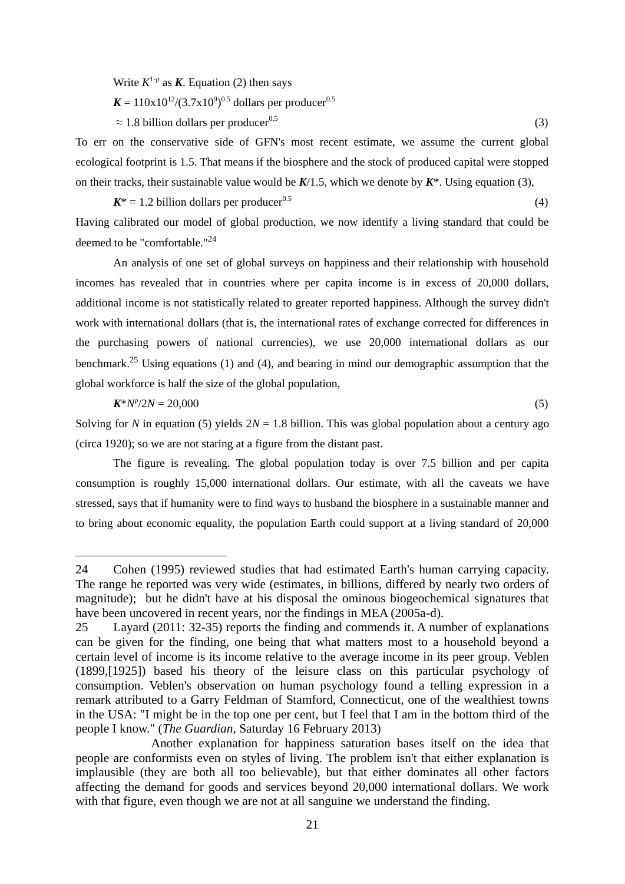Write $K^{1-\rho}$ as $\boldsymbol{K}$. Equation (2) then says

$$\boldsymbol{K} = 110\text{x}10^{12}/(3.7\text{x}10^{9})^{0.5} \text{ dollars per producer}^{0.5}$$

$$\approx 1.8 \text{ billion dollars per producer}^{0.5} \tag{3}$$

To err on the conservative side of GFN's most recent estimate, we assume the current global ecological footprint is 1.5. That means if the biosphere and the stock of produced capital were stopped on their tracks, their sustainable value would be $\boldsymbol{K}/1.5$, which we denote by $\boldsymbol{K}^*$. Using equation (3),

$$\boldsymbol{K}^* = 1.2 \text{ billion dollars per producer}^{0.5} \tag{4}$$

Having calibrated our model of global production, we now identify a living standard that could be deemed to be "comfortable."[24]

An analysis of one set of global surveys on happiness and their relationship with household incomes has revealed that in countries where per capita income is in excess of 20,000 dollars, additional income is not statistically related to greater reported happiness. Although the survey didn't work with international dollars (that is, the international rates of exchange corrected for differences in the purchasing powers of national currencies), we use 20,000 international dollars as our benchmark.[25] Using equations (1) and (4), and bearing in mind our demographic assumption that the global workforce is half the size of the global population,

$$\boldsymbol{K}^* N^{\rho}/2N = 20{,}000 \tag{5}$$

Solving for $N$ in equation (5) yields $2N = 1.8$ billion. This was global population about a century ago (circa 1920); so we are not staring at a figure from the distant past.

The figure is revealing. The global population today is over 7.5 billion and per capita consumption is roughly 15,000 international dollars. Our estimate, with all the caveats we have stressed, says that if humanity were to find ways to husband the biosphere in a sustainable manner and to bring about economic equality, the population Earth could support at a living standard of 20,000

---

24 Cohen (1995) reviewed studies that had estimated Earth's human carrying capacity. The range he reported was very wide (estimates, in billions, differed by nearly two orders of magnitude); but he didn't have at his disposal the ominous biogeochemical signatures that have been uncovered in recent years, nor the findings in MEA (2005a-d).

25 Layard (2011: 32-35) reports the finding and commends it. A number of explanations can be given for the finding, one being that what matters most to a household beyond a certain level of income is its income relative to the average income in its peer group. Veblen (1899,[1925]) based his theory of the leisure class on this particular psychology of consumption. Veblen's observation on human psychology found a telling expression in a remark attributed to a Garry Feldman of Stamford, Connecticut, one of the wealthiest towns in the USA: "I might be in the top one per cent, but I feel that I am in the bottom third of the people I know." (*The Guardian*, Saturday 16 February 2013)

Another explanation for happiness saturation bases itself on the idea that people are conformists even on styles of living. The problem isn't that either explanation is implausible (they are both all too believable), but that either dominates all other factors affecting the demand for goods and services beyond 20,000 international dollars. We work with that figure, even though we are not at all sanguine we understand the finding.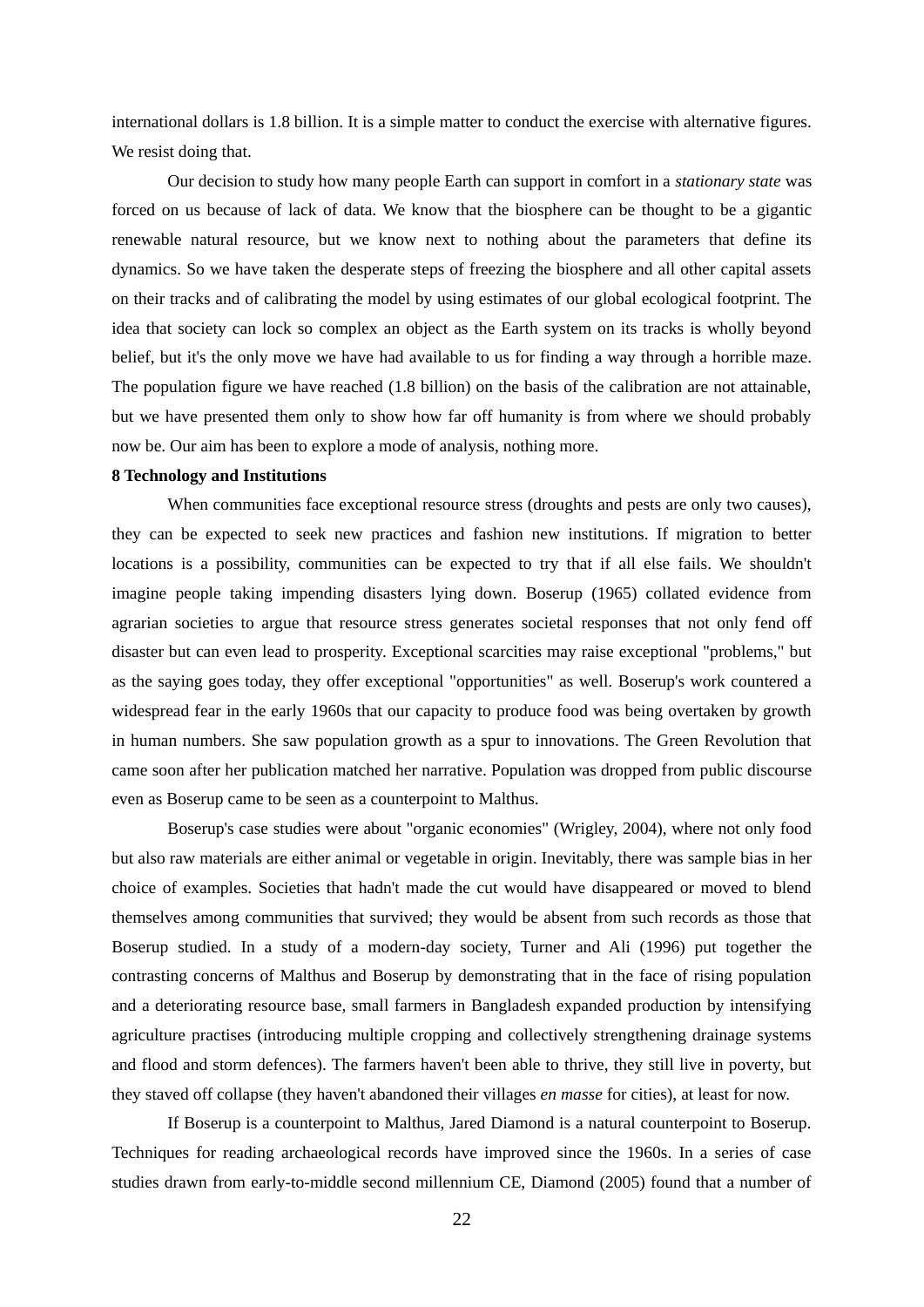international dollars is 1.8 billion. It is a simple matter to conduct the exercise with alternative figures. We resist doing that.

Our decision to study how many people Earth can support in comfort in a *stationary state* was forced on us because of lack of data. We know that the biosphere can be thought to be a gigantic renewable natural resource, but we know next to nothing about the parameters that define its dynamics. So we have taken the desperate steps of freezing the biosphere and all other capital assets on their tracks and of calibrating the model by using estimates of our global ecological footprint. The idea that society can lock so complex an object as the Earth system on its tracks is wholly beyond belief, but it's the only move we have had available to us for finding a way through a horrible maze. The population figure we have reached (1.8 billion) on the basis of the calibration are not attainable, but we have presented them only to show how far off humanity is from where we should probably now be. Our aim has been to explore a mode of analysis, nothing more.

**8 Technology and Institutions**

When communities face exceptional resource stress (droughts and pests are only two causes), they can be expected to seek new practices and fashion new institutions. If migration to better locations is a possibility, communities can be expected to try that if all else fails. We shouldn't imagine people taking impending disasters lying down. Boserup (1965) collated evidence from agrarian societies to argue that resource stress generates societal responses that not only fend off disaster but can even lead to prosperity. Exceptional scarcities may raise exceptional "problems," but as the saying goes today, they offer exceptional "opportunities" as well. Boserup's work countered a widespread fear in the early 1960s that our capacity to produce food was being overtaken by growth in human numbers. She saw population growth as a spur to innovations. The Green Revolution that came soon after her publication matched her narrative. Population was dropped from public discourse even as Boserup came to be seen as a counterpoint to Malthus.

Boserup's case studies were about "organic economies" (Wrigley, 2004), where not only food but also raw materials are either animal or vegetable in origin. Inevitably, there was sample bias in her choice of examples. Societies that hadn't made the cut would have disappeared or moved to blend themselves among communities that survived; they would be absent from such records as those that Boserup studied. In a study of a modern-day society, Turner and Ali (1996) put together the contrasting concerns of Malthus and Boserup by demonstrating that in the face of rising population and a deteriorating resource base, small farmers in Bangladesh expanded production by intensifying agriculture practises (introducing multiple cropping and collectively strengthening drainage systems and flood and storm defences). The farmers haven't been able to thrive, they still live in poverty, but they staved off collapse (they haven't abandoned their villages *en masse* for cities), at least for now.

If Boserup is a counterpoint to Malthus, Jared Diamond is a natural counterpoint to Boserup. Techniques for reading archaeological records have improved since the 1960s. In a series of case studies drawn from early-to-middle second millennium CE, Diamond (2005) found that a number of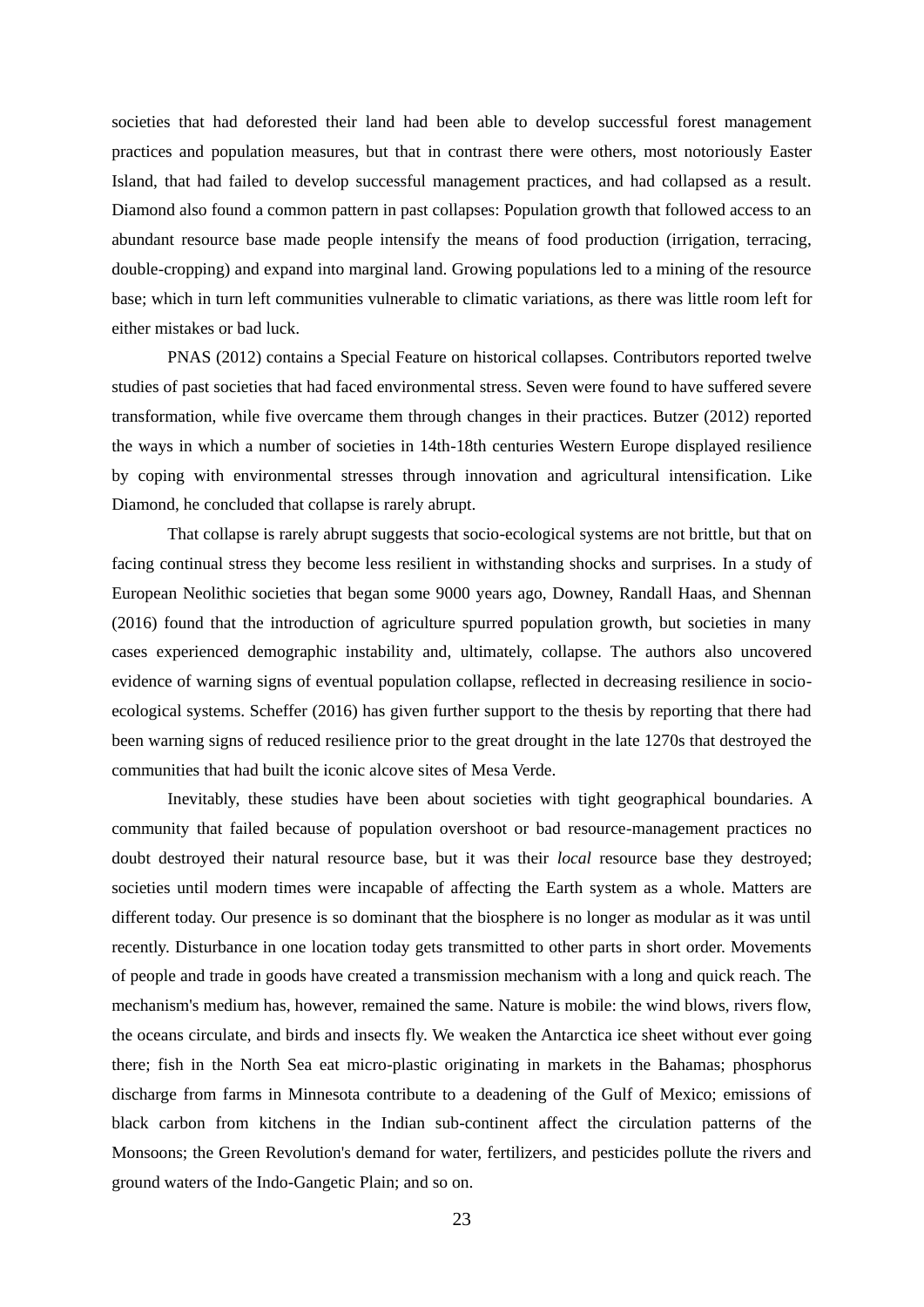societies that had deforested their land had been able to develop successful forest management practices and population measures, but that in contrast there were others, most notoriously Easter Island, that had failed to develop successful management practices, and had collapsed as a result. Diamond also found a common pattern in past collapses: Population growth that followed access to an abundant resource base made people intensify the means of food production (irrigation, terracing, double-cropping) and expand into marginal land. Growing populations led to a mining of the resource base; which in turn left communities vulnerable to climatic variations, as there was little room left for either mistakes or bad luck.

PNAS (2012) contains a Special Feature on historical collapses. Contributors reported twelve studies of past societies that had faced environmental stress. Seven were found to have suffered severe transformation, while five overcame them through changes in their practices. Butzer (2012) reported the ways in which a number of societies in 14th-18th centuries Western Europe displayed resilience by coping with environmental stresses through innovation and agricultural intensification. Like Diamond, he concluded that collapse is rarely abrupt.

That collapse is rarely abrupt suggests that socio-ecological systems are not brittle, but that on facing continual stress they become less resilient in withstanding shocks and surprises. In a study of European Neolithic societies that began some 9000 years ago, Downey, Randall Haas, and Shennan (2016) found that the introduction of agriculture spurred population growth, but societies in many cases experienced demographic instability and, ultimately, collapse. The authors also uncovered evidence of warning signs of eventual population collapse, reflected in decreasing resilience in socio-ecological systems. Scheffer (2016) has given further support to the thesis by reporting that there had been warning signs of reduced resilience prior to the great drought in the late 1270s that destroyed the communities that had built the iconic alcove sites of Mesa Verde.

Inevitably, these studies have been about societies with tight geographical boundaries. A community that failed because of population overshoot or bad resource-management practices no doubt destroyed their natural resource base, but it was their *local* resource base they destroyed; societies until modern times were incapable of affecting the Earth system as a whole. Matters are different today. Our presence is so dominant that the biosphere is no longer as modular as it was until recently. Disturbance in one location today gets transmitted to other parts in short order. Movements of people and trade in goods have created a transmission mechanism with a long and quick reach. The mechanism's medium has, however, remained the same. Nature is mobile: the wind blows, rivers flow, the oceans circulate, and birds and insects fly. We weaken the Antarctica ice sheet without ever going there; fish in the North Sea eat micro-plastic originating in markets in the Bahamas; phosphorus discharge from farms in Minnesota contribute to a deadening of the Gulf of Mexico; emissions of black carbon from kitchens in the Indian sub-continent affect the circulation patterns of the Monsoons; the Green Revolution's demand for water, fertilizers, and pesticides pollute the rivers and ground waters of the Indo-Gangetic Plain; and so on.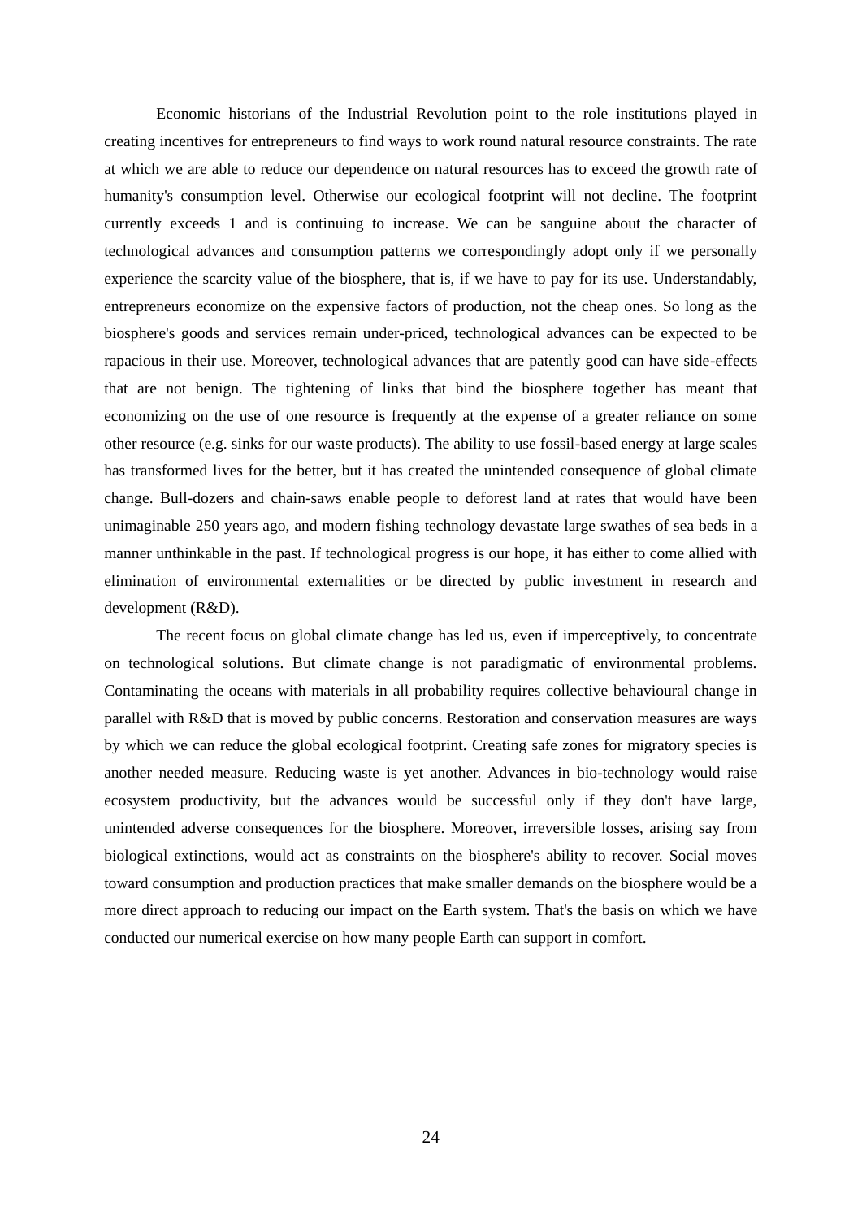Economic historians of the Industrial Revolution point to the role institutions played in creating incentives for entrepreneurs to find ways to work round natural resource constraints. The rate at which we are able to reduce our dependence on natural resources has to exceed the growth rate of humanity's consumption level. Otherwise our ecological footprint will not decline. The footprint currently exceeds 1 and is continuing to increase. We can be sanguine about the character of technological advances and consumption patterns we correspondingly adopt only if we personally experience the scarcity value of the biosphere, that is, if we have to pay for its use. Understandably, entrepreneurs economize on the expensive factors of production, not the cheap ones. So long as the biosphere's goods and services remain under-priced, technological advances can be expected to be rapacious in their use. Moreover, technological advances that are patently good can have side-effects that are not benign. The tightening of links that bind the biosphere together has meant that economizing on the use of one resource is frequently at the expense of a greater reliance on some other resource (e.g. sinks for our waste products). The ability to use fossil-based energy at large scales has transformed lives for the better, but it has created the unintended consequence of global climate change. Bull-dozers and chain-saws enable people to deforest land at rates that would have been unimaginable 250 years ago, and modern fishing technology devastate large swathes of sea beds in a manner unthinkable in the past. If technological progress is our hope, it has either to come allied with elimination of environmental externalities or be directed by public investment in research and development (R&D).

The recent focus on global climate change has led us, even if imperceptively, to concentrate on technological solutions. But climate change is not paradigmatic of environmental problems. Contaminating the oceans with materials in all probability requires collective behavioural change in parallel with R&D that is moved by public concerns. Restoration and conservation measures are ways by which we can reduce the global ecological footprint. Creating safe zones for migratory species is another needed measure. Reducing waste is yet another. Advances in bio-technology would raise ecosystem productivity, but the advances would be successful only if they don't have large, unintended adverse consequences for the biosphere. Moreover, irreversible losses, arising say from biological extinctions, would act as constraints on the biosphere's ability to recover. Social moves toward consumption and production practices that make smaller demands on the biosphere would be a more direct approach to reducing our impact on the Earth system. That's the basis on which we have conducted our numerical exercise on how many people Earth can support in comfort.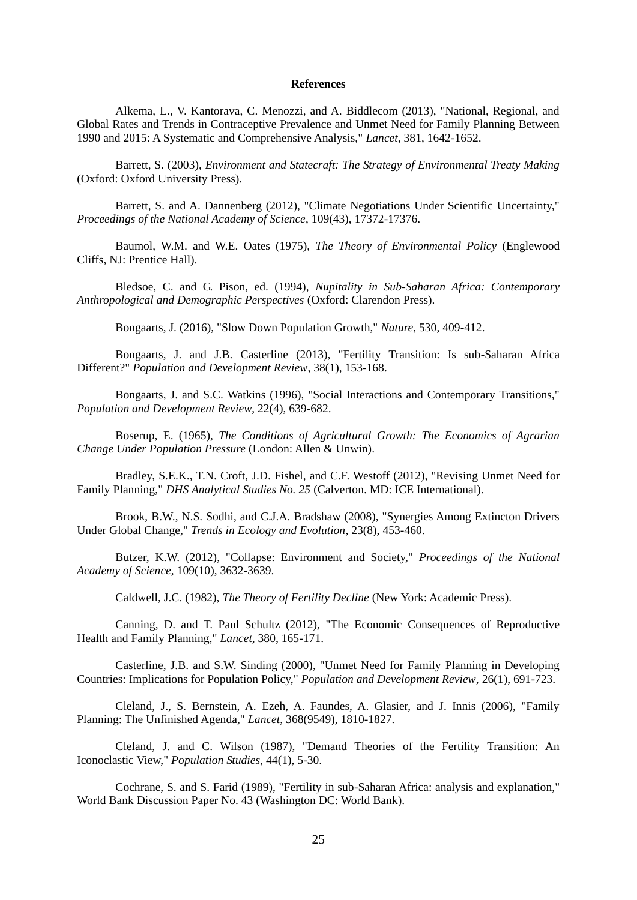**References**

Alkema, L., V. Kantorava, C. Menozzi, and A. Biddlecom (2013), "National, Regional, and Global Rates and Trends in Contraceptive Prevalence and Unmet Need for Family Planning Between 1990 and 2015: A Systematic and Comprehensive Analysis," *Lancet*, 381, 1642-1652.

Barrett, S. (2003), *Environment and Statecraft: The Strategy of Environmental Treaty Making* (Oxford: Oxford University Press).

Barrett, S. and A. Dannenberg (2012), "Climate Negotiations Under Scientific Uncertainty," *Proceedings of the National Academy of Science*, 109(43), 17372-17376.

Baumol, W.M. and W.E. Oates (1975), *The Theory of Environmental Policy* (Englewood Cliffs, NJ: Prentice Hall).

Bledsoe, C. and G. Pison, ed. (1994), *Nupitality in Sub-Saharan Africa: Contemporary Anthropological and Demographic Perspectives* (Oxford: Clarendon Press).

Bongaarts, J. (2016), "Slow Down Population Growth," *Nature*, 530, 409-412.

Bongaarts, J. and J.B. Casterline (2013), "Fertility Transition: Is sub-Saharan Africa Different?" *Population and Development Review*, 38(1), 153-168.

Bongaarts, J. and S.C. Watkins (1996), "Social Interactions and Contemporary Transitions," *Population and Development Review*, 22(4), 639-682.

Boserup, E. (1965), *The Conditions of Agricultural Growth: The Economics of Agrarian Change Under Population Pressure* (London: Allen & Unwin).

Bradley, S.E.K., T.N. Croft, J.D. Fishel, and C.F. Westoff (2012), "Revising Unmet Need for Family Planning," *DHS Analytical Studies No. 25* (Calverton. MD: ICE International).

Brook, B.W., N.S. Sodhi, and C.J.A. Bradshaw (2008), "Synergies Among Extincton Drivers Under Global Change," *Trends in Ecology and Evolution*, 23(8), 453-460.

Butzer, K.W. (2012), "Collapse: Environment and Society," *Proceedings of the National Academy of Science*, 109(10), 3632-3639.

Caldwell, J.C. (1982), *The Theory of Fertility Decline* (New York: Academic Press).

Canning, D. and T. Paul Schultz (2012), "The Economic Consequences of Reproductive Health and Family Planning," *Lancet*, 380, 165-171.

Casterline, J.B. and S.W. Sinding (2000), "Unmet Need for Family Planning in Developing Countries: Implications for Population Policy," *Population and Development Review*, 26(1), 691-723.

Cleland, J., S. Bernstein, A. Ezeh, A. Faundes, A. Glasier, and J. Innis (2006), "Family Planning: The Unfinished Agenda," *Lancet*, 368(9549), 1810-1827.

Cleland, J. and C. Wilson (1987), "Demand Theories of the Fertility Transition: An Iconoclastic View," *Population Studies*, 44(1), 5-30.

Cochrane, S. and S. Farid (1989), "Fertility in sub-Saharan Africa: analysis and explanation," World Bank Discussion Paper No. 43 (Washington DC: World Bank).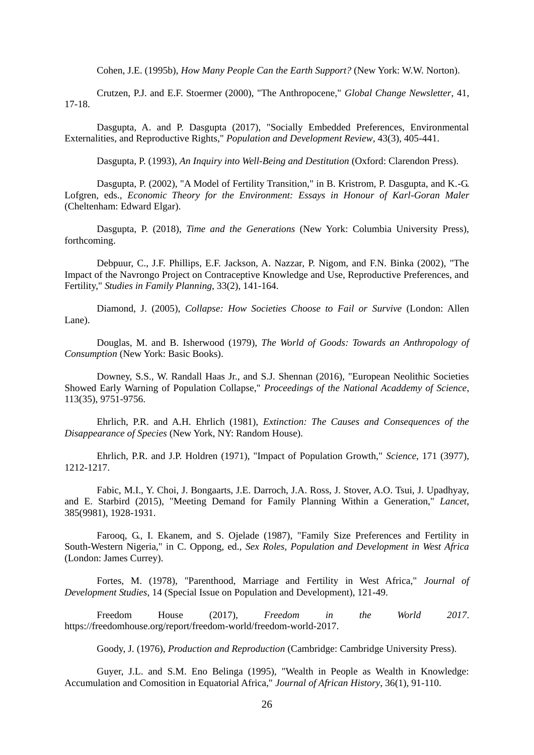Cohen, J.E. (1995b), *How Many People Can the Earth Support?* (New York: W.W. Norton).

Crutzen, P.J. and E.F. Stoermer (2000), "The Anthropocene," *Global Change Newsletter*, 41, 17-18.

Dasgupta, A. and P. Dasgupta (2017), "Socially Embedded Preferences, Environmental Externalities, and Reproductive Rights," *Population and Development Review*, 43(3), 405-441.

Dasgupta, P. (1993), *An Inquiry into Well-Being and Destitution* (Oxford: Clarendon Press).

Dasgupta, P. (2002), "A Model of Fertility Transition," in B. Kristrom, P. Dasgupta, and K.-G. Lofgren, eds., *Economic Theory for the Environment: Essays in Honour of Karl-Goran Maler* (Cheltenham: Edward Elgar).

Dasgupta, P. (2018), *Time and the Generations* (New York: Columbia University Press), forthcoming.

Debpuur, C., J.F. Phillips, E.F. Jackson, A. Nazzar, P. Nigom, and F.N. Binka (2002), "The Impact of the Navrongo Project on Contraceptive Knowledge and Use, Reproductive Preferences, and Fertility," *Studies in Family Planning*, 33(2), 141-164.

Diamond, J. (2005), *Collapse: How Societies Choose to Fail or Survive* (London: Allen Lane).

Douglas, M. and B. Isherwood (1979), *The World of Goods: Towards an Anthropology of Consumption* (New York: Basic Books).

Downey, S.S., W. Randall Haas Jr., and S.J. Shennan (2016), "European Neolithic Societies Showed Early Warning of Population Collapse," *Proceedings of the National Acaddemy of Science*, 113(35), 9751-9756.

Ehrlich, P.R. and A.H. Ehrlich (1981), *Extinction: The Causes and Consequences of the Disappearance of Species* (New York, NY: Random House).

Ehrlich, P.R. and J.P. Holdren (1971), "Impact of Population Growth," *Science*, 171 (3977), 1212-1217.

Fabic, M.I., Y. Choi, J. Bongaarts, J.E. Darroch, J.A. Ross, J. Stover, A.O. Tsui, J. Upadhyay, and E. Starbird (2015), "Meeting Demand for Family Planning Within a Generation," *Lancet*, 385(9981), 1928-1931.

Farooq, G., I. Ekanem, and S. Ojelade (1987), "Family Size Preferences and Fertility in South-Western Nigeria," in C. Oppong, ed., *Sex Roles, Population and Development in West Africa* (London: James Currey).

Fortes, M. (1978), "Parenthood, Marriage and Fertility in West Africa," *Journal of Development Studies*, 14 (Special Issue on Population and Development), 121-49.

Freedom House (2017), *Freedom in the World 2017*. https://freedomhouse.org/report/freedom-world/freedom-world-2017.

Goody, J. (1976), *Production and Reproduction* (Cambridge: Cambridge University Press).

Guyer, J.L. and S.M. Eno Belinga (1995), "Wealth in People as Wealth in Knowledge: Accumulation and Comosition in Equatorial Africa," *Journal of African History*, 36(1), 91-110.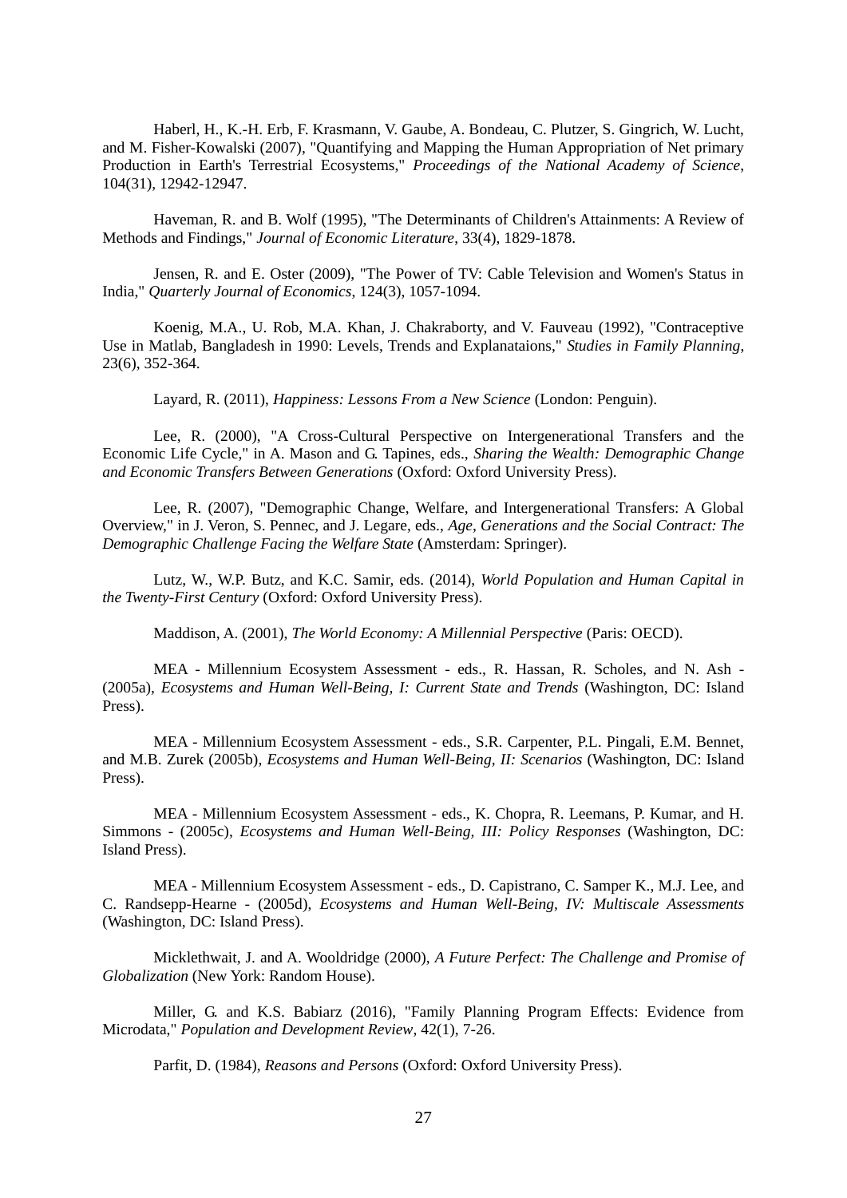Haberl, H., K.-H. Erb, F. Krasmann, V. Gaube, A. Bondeau, C. Plutzer, S. Gingrich, W. Lucht, and M. Fisher-Kowalski (2007), "Quantifying and Mapping the Human Appropriation of Net primary Production in Earth's Terrestrial Ecosystems," *Proceedings of the National Academy of Science*, 104(31), 12942-12947.

Haveman, R. and B. Wolf (1995), "The Determinants of Children's Attainments: A Review of Methods and Findings," *Journal of Economic Literature*, 33(4), 1829-1878.

Jensen, R. and E. Oster (2009), "The Power of TV: Cable Television and Women's Status in India," *Quarterly Journal of Economics*, 124(3), 1057-1094.

Koenig, M.A., U. Rob, M.A. Khan, J. Chakraborty, and V. Fauveau (1992), "Contraceptive Use in Matlab, Bangladesh in 1990: Levels, Trends and Explanataions," *Studies in Family Planning*, 23(6), 352-364.

Layard, R. (2011), *Happiness: Lessons From a New Science* (London: Penguin).

Lee, R. (2000), "A Cross-Cultural Perspective on Intergenerational Transfers and the Economic Life Cycle," in A. Mason and G. Tapines, eds., *Sharing the Wealth: Demographic Change and Economic Transfers Between Generations* (Oxford: Oxford University Press).

Lee, R. (2007), "Demographic Change, Welfare, and Intergenerational Transfers: A Global Overview," in J. Veron, S. Pennec, and J. Legare, eds., *Age, Generations and the Social Contract: The Demographic Challenge Facing the Welfare State* (Amsterdam: Springer).

Lutz, W., W.P. Butz, and K.C. Samir, eds. (2014), *World Population and Human Capital in the Twenty-First Century* (Oxford: Oxford University Press).

Maddison, A. (2001), *The World Economy: A Millennial Perspective* (Paris: OECD).

MEA - Millennium Ecosystem Assessment - eds., R. Hassan, R. Scholes, and N. Ash - (2005a), *Ecosystems and Human Well-Being, I: Current State and Trends* (Washington, DC: Island Press).

MEA - Millennium Ecosystem Assessment - eds., S.R. Carpenter, P.L. Pingali, E.M. Bennet, and M.B. Zurek (2005b), *Ecosystems and Human Well-Being, II: Scenarios* (Washington, DC: Island Press).

MEA - Millennium Ecosystem Assessment - eds., K. Chopra, R. Leemans, P. Kumar, and H. Simmons - (2005c), *Ecosystems and Human Well-Being, III: Policy Responses* (Washington, DC: Island Press).

MEA - Millennium Ecosystem Assessment - eds., D. Capistrano, C. Samper K., M.J. Lee, and C. Randsepp-Hearne - (2005d), *Ecosystems and Human Well-Being, IV: Multiscale Assessments* (Washington, DC: Island Press).

Micklethwait, J. and A. Wooldridge (2000), *A Future Perfect: The Challenge and Promise of Globalization* (New York: Random House).

Miller, G. and K.S. Babiarz (2016), "Family Planning Program Effects: Evidence from Microdata," *Population and Development Review*, 42(1), 7-26.

Parfit, D. (1984), *Reasons and Persons* (Oxford: Oxford University Press).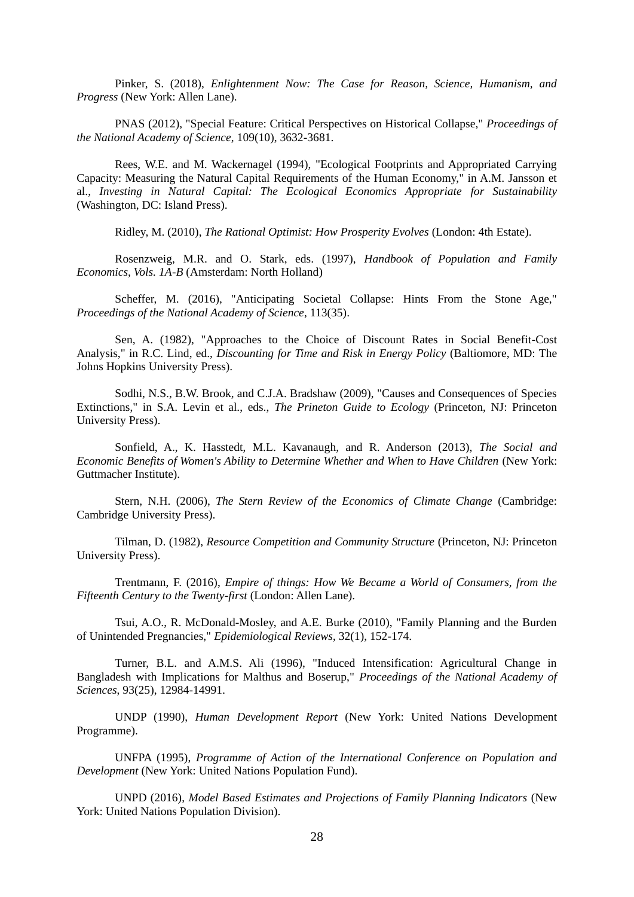Pinker, S. (2018), *Enlightenment Now: The Case for Reason, Science, Humanism, and Progress* (New York: Allen Lane).

PNAS (2012), "Special Feature: Critical Perspectives on Historical Collapse," *Proceedings of the National Academy of Science*, 109(10), 3632-3681.

Rees, W.E. and M. Wackernagel (1994), "Ecological Footprints and Appropriated Carrying Capacity: Measuring the Natural Capital Requirements of the Human Economy," in A.M. Jansson et al., *Investing in Natural Capital: The Ecological Economics Appropriate for Sustainability* (Washington, DC: Island Press).

Ridley, M. (2010), *The Rational Optimist: How Prosperity Evolves* (London: 4th Estate).

Rosenzweig, M.R. and O. Stark, eds. (1997), *Handbook of Population and Family Economics, Vols. 1A-B* (Amsterdam: North Holland)

Scheffer, M. (2016), "Anticipating Societal Collapse: Hints From the Stone Age," *Proceedings of the National Academy of Science*, 113(35).

Sen, A. (1982), "Approaches to the Choice of Discount Rates in Social Benefit-Cost Analysis," in R.C. Lind, ed., *Discounting for Time and Risk in Energy Policy* (Baltiomore, MD: The Johns Hopkins University Press).

Sodhi, N.S., B.W. Brook, and C.J.A. Bradshaw (2009), "Causes and Consequences of Species Extinctions," in S.A. Levin et al., eds., *The Prineton Guide to Ecology* (Princeton, NJ: Princeton University Press).

Sonfield, A., K. Hasstedt, M.L. Kavanaugh, and R. Anderson (2013), *The Social and Economic Benefits of Women's Ability to Determine Whether and When to Have Children* (New York: Guttmacher Institute).

Stern, N.H. (2006), *The Stern Review of the Economics of Climate Change* (Cambridge: Cambridge University Press).

Tilman, D. (1982), *Resource Competition and Community Structure* (Princeton, NJ: Princeton University Press).

Trentmann, F. (2016), *Empire of things: How We Became a World of Consumers, from the Fifteenth Century to the Twenty-first* (London: Allen Lane).

Tsui, A.O., R. McDonald-Mosley, and A.E. Burke (2010), "Family Planning and the Burden of Unintended Pregnancies," *Epidemiological Reviews*, 32(1), 152-174.

Turner, B.L. and A.M.S. Ali (1996), "Induced Intensification: Agricultural Change in Bangladesh with Implications for Malthus and Boserup," *Proceedings of the National Academy of Sciences*, 93(25), 12984-14991.

UNDP (1990), *Human Development Report* (New York: United Nations Development Programme).

UNFPA (1995), *Programme of Action of the International Conference on Population and Development* (New York: United Nations Population Fund).

UNPD (2016), *Model Based Estimates and Projections of Family Planning Indicators* (New York: United Nations Population Division).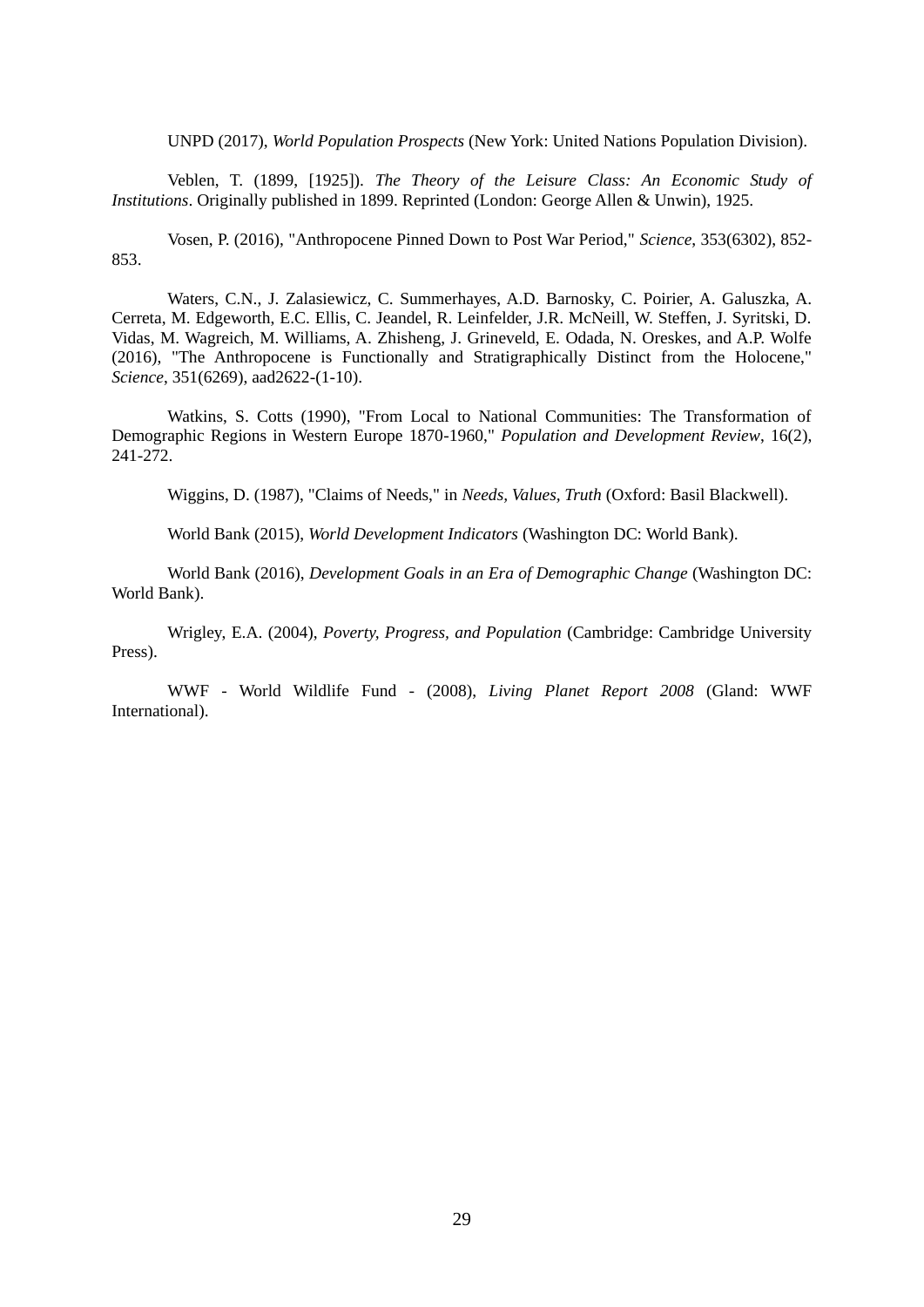UNPD (2017), *World Population Prospects* (New York: United Nations Population Division).

Veblen, T. (1899, [1925]). *The Theory of the Leisure Class: An Economic Study of Institutions*. Originally published in 1899. Reprinted (London: George Allen & Unwin), 1925.

Vosen, P. (2016), "Anthropocene Pinned Down to Post War Period," *Science*, 353(6302), 852-853.

Waters, C.N., J. Zalasiewicz, C. Summerhayes, A.D. Barnosky, C. Poirier, A. Galuszka, A. Cerreta, M. Edgeworth, E.C. Ellis, C. Jeandel, R. Leinfelder, J.R. McNeill, W. Steffen, J. Syritski, D. Vidas, M. Wagreich, M. Williams, A. Zhisheng, J. Grineveld, E. Odada, N. Oreskes, and A.P. Wolfe (2016), "The Anthropocene is Functionally and Stratigraphically Distinct from the Holocene," *Science*, 351(6269), aad2622-(1-10).

Watkins, S. Cotts (1990), "From Local to National Communities: The Transformation of Demographic Regions in Western Europe 1870-1960," *Population and Development Review*, 16(2), 241-272.

Wiggins, D. (1987), "Claims of Needs," in *Needs, Values, Truth* (Oxford: Basil Blackwell).

World Bank (2015), *World Development Indicators* (Washington DC: World Bank).

World Bank (2016), *Development Goals in an Era of Demographic Change* (Washington DC: World Bank).

Wrigley, E.A. (2004), *Poverty, Progress, and Population* (Cambridge: Cambridge University Press).

WWF - World Wildlife Fund - (2008), *Living Planet Report 2008* (Gland: WWF International).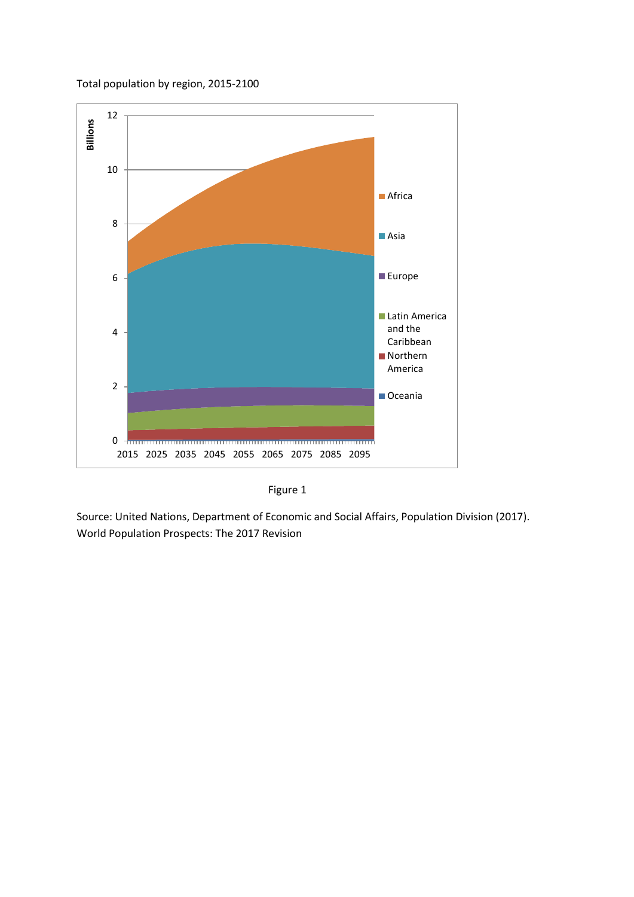Total population by region, 2015-2100

Figure 1

Source: United Nations, Department of Economic and Social Affairs, Population Division (2017). World Population Prospects: The 2017 Revision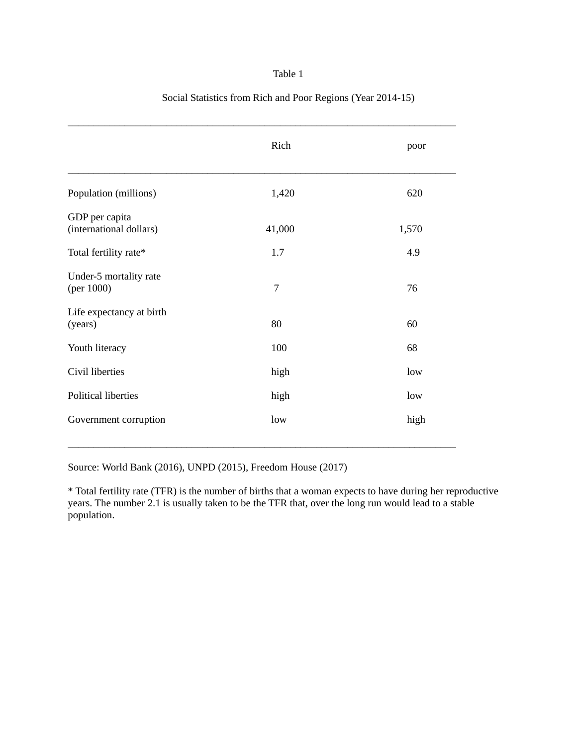Table 1

Social Statistics from Rich and Poor Regions (Year 2014-15)

| | Rich | poor |
|---|---|---|
| Population (millions) | 1,420 | 620 |
| GDP per capita (international dollars) | 41,000 | 1,570 |
| Total fertility rate* | 1.7 | 4.9 |
| Under-5 mortality rate (per 1000) | 7 | 76 |
| Life expectancy at birth (years) | 80 | 60 |
| Youth literacy | 100 | 68 |
| Civil liberties | high | low |
| Political liberties | high | low |
| Government corruption | low | high |

Source: World Bank (2016), UNPD (2015), Freedom House (2017)

* Total fertility rate (TFR) is the number of births that a woman expects to have during her reproductive years. The number 2.1 is usually taken to be the TFR that, over the long run would lead to a stable population.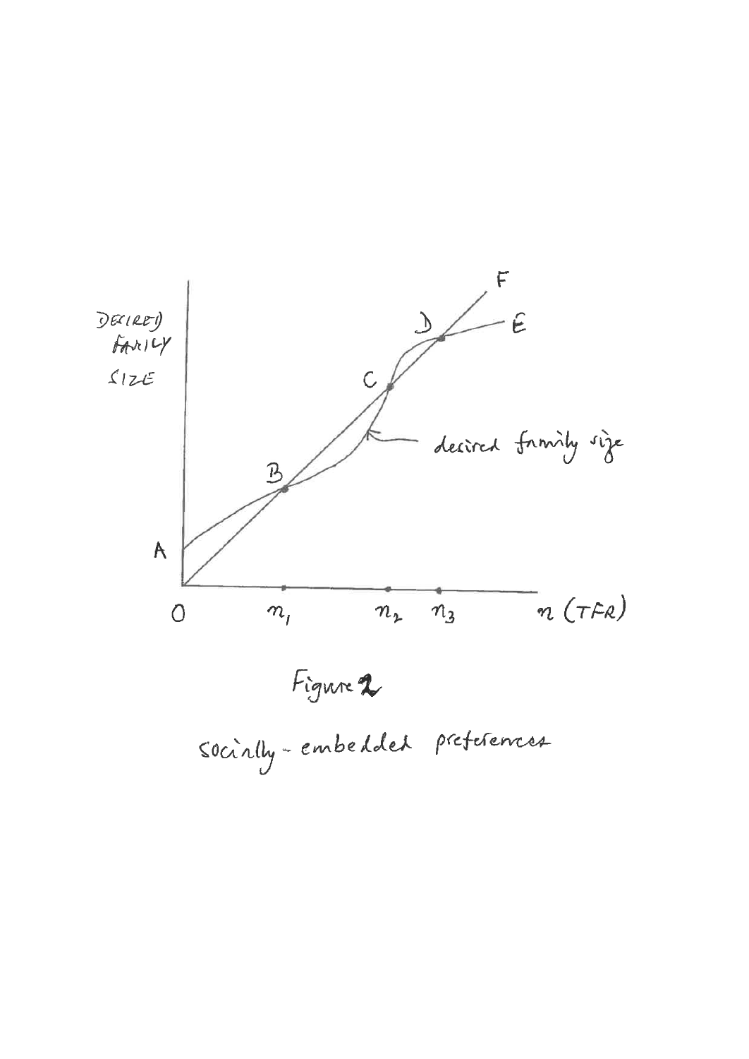DESIRED FAMILY SIZE

F

D

E

C

desired family size

B

A

O

$n_1$

$n_2$

$n_3$

$n$ (TFR)

Figure 2

socially-embedded preferences